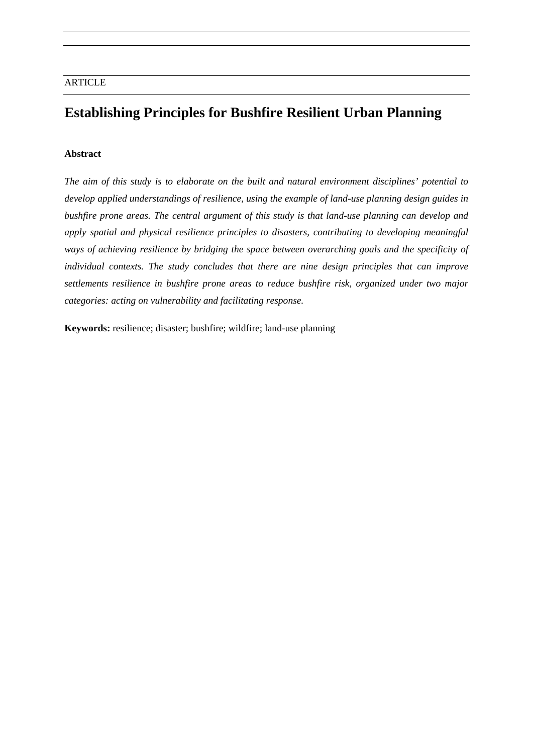ARTICLE

# Establishing Principles for Bushfire Resilient Urban Planning

**Abstract**

*The aim of this study is to elaborate on the built and natural environment disciplines' potential to develop applied understandings of resilience, using the example of land-use planning design guides in bushfire prone areas. The central argument of this study is that land-use planning can develop and apply spatial and physical resilience principles to disasters, contributing to developing meaningful ways of achieving resilience by bridging the space between overarching goals and the specificity of individual contexts. The study concludes that there are nine design principles that can improve settlements resilience in bushfire prone areas to reduce bushfire risk, organized under two major categories: acting on vulnerability and facilitating response.*

**Keywords:** resilience; disaster; bushfire; wildfire; land-use planning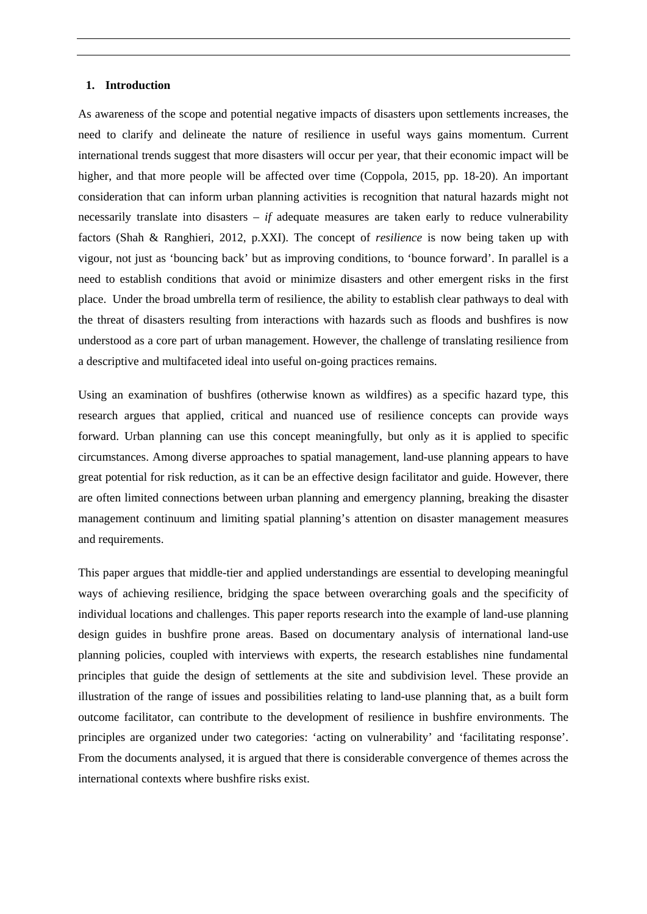## 1. Introduction

As awareness of the scope and potential negative impacts of disasters upon settlements increases, the need to clarify and delineate the nature of resilience in useful ways gains momentum. Current international trends suggest that more disasters will occur per year, that their economic impact will be higher, and that more people will be affected over time (Coppola, 2015, pp. 18-20). An important consideration that can inform urban planning activities is recognition that natural hazards might not necessarily translate into disasters – *if* adequate measures are taken early to reduce vulnerability factors (Shah & Ranghieri, 2012, p.XXI). The concept of *resilience* is now being taken up with vigour, not just as 'bouncing back' but as improving conditions, to 'bounce forward'. In parallel is a need to establish conditions that avoid or minimize disasters and other emergent risks in the first place. Under the broad umbrella term of resilience, the ability to establish clear pathways to deal with the threat of disasters resulting from interactions with hazards such as floods and bushfires is now understood as a core part of urban management. However, the challenge of translating resilience from a descriptive and multifaceted ideal into useful on-going practices remains.

Using an examination of bushfires (otherwise known as wildfires) as a specific hazard type, this research argues that applied, critical and nuanced use of resilience concepts can provide ways forward. Urban planning can use this concept meaningfully, but only as it is applied to specific circumstances. Among diverse approaches to spatial management, land-use planning appears to have great potential for risk reduction, as it can be an effective design facilitator and guide. However, there are often limited connections between urban planning and emergency planning, breaking the disaster management continuum and limiting spatial planning's attention on disaster management measures and requirements.

This paper argues that middle-tier and applied understandings are essential to developing meaningful ways of achieving resilience, bridging the space between overarching goals and the specificity of individual locations and challenges. This paper reports research into the example of land-use planning design guides in bushfire prone areas. Based on documentary analysis of international land-use planning policies, coupled with interviews with experts, the research establishes nine fundamental principles that guide the design of settlements at the site and subdivision level. These provide an illustration of the range of issues and possibilities relating to land-use planning that, as a built form outcome facilitator, can contribute to the development of resilience in bushfire environments. The principles are organized under two categories: 'acting on vulnerability' and 'facilitating response'. From the documents analysed, it is argued that there is considerable convergence of themes across the international contexts where bushfire risks exist.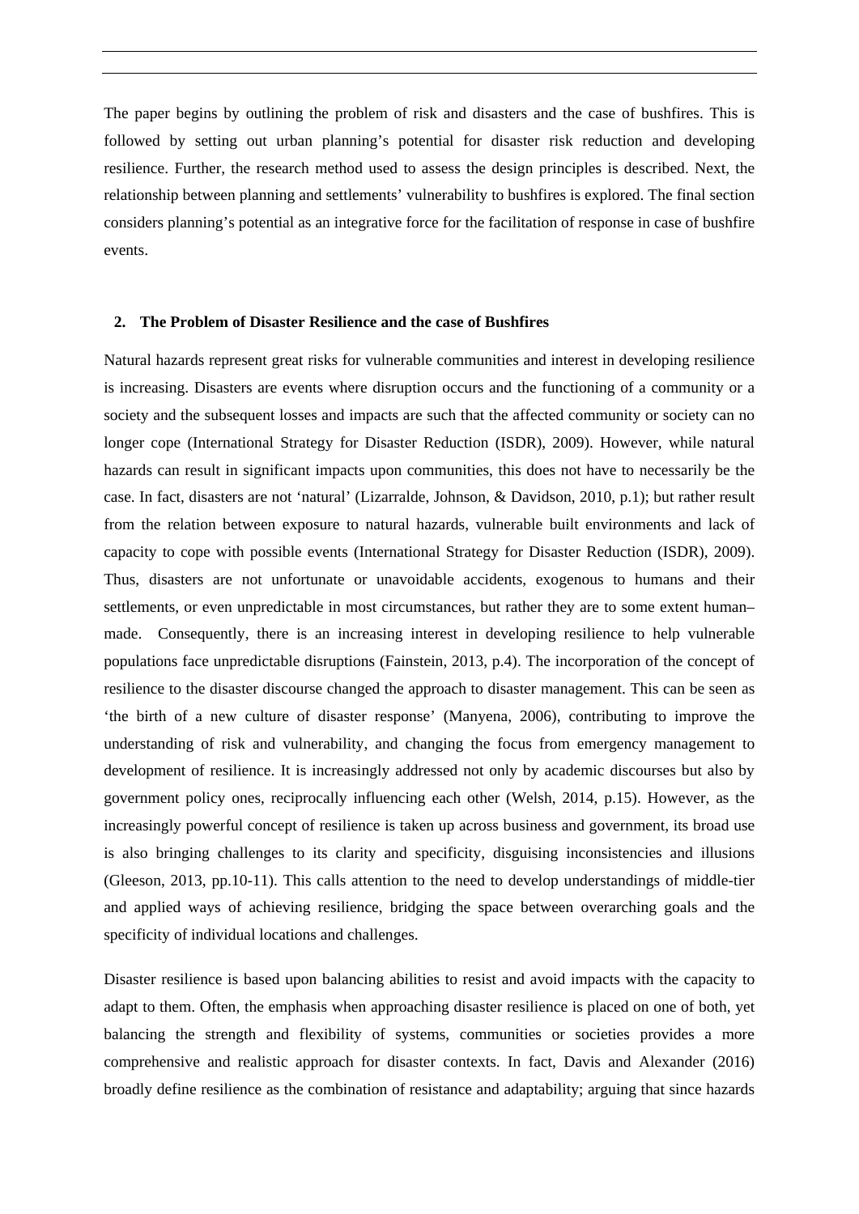The paper begins by outlining the problem of risk and disasters and the case of bushfires. This is followed by setting out urban planning's potential for disaster risk reduction and developing resilience. Further, the research method used to assess the design principles is described. Next, the relationship between planning and settlements' vulnerability to bushfires is explored. The final section considers planning's potential as an integrative force for the facilitation of response in case of bushfire events.

## 2. The Problem of Disaster Resilience and the case of Bushfires

Natural hazards represent great risks for vulnerable communities and interest in developing resilience is increasing. Disasters are events where disruption occurs and the functioning of a community or a society and the subsequent losses and impacts are such that the affected community or society can no longer cope (International Strategy for Disaster Reduction (ISDR), 2009). However, while natural hazards can result in significant impacts upon communities, this does not have to necessarily be the case. In fact, disasters are not 'natural' (Lizarralde, Johnson, & Davidson, 2010, p.1); but rather result from the relation between exposure to natural hazards, vulnerable built environments and lack of capacity to cope with possible events (International Strategy for Disaster Reduction (ISDR), 2009). Thus, disasters are not unfortunate or unavoidable accidents, exogenous to humans and their settlements, or even unpredictable in most circumstances, but rather they are to some extent human–made. Consequently, there is an increasing interest in developing resilience to help vulnerable populations face unpredictable disruptions (Fainstein, 2013, p.4). The incorporation of the concept of resilience to the disaster discourse changed the approach to disaster management. This can be seen as 'the birth of a new culture of disaster response' (Manyena, 2006), contributing to improve the understanding of risk and vulnerability, and changing the focus from emergency management to development of resilience. It is increasingly addressed not only by academic discourses but also by government policy ones, reciprocally influencing each other (Welsh, 2014, p.15). However, as the increasingly powerful concept of resilience is taken up across business and government, its broad use is also bringing challenges to its clarity and specificity, disguising inconsistencies and illusions (Gleeson, 2013, pp.10-11). This calls attention to the need to develop understandings of middle-tier and applied ways of achieving resilience, bridging the space between overarching goals and the specificity of individual locations and challenges.

Disaster resilience is based upon balancing abilities to resist and avoid impacts with the capacity to adapt to them. Often, the emphasis when approaching disaster resilience is placed on one of both, yet balancing the strength and flexibility of systems, communities or societies provides a more comprehensive and realistic approach for disaster contexts. In fact, Davis and Alexander (2016) broadly define resilience as the combination of resistance and adaptability; arguing that since hazards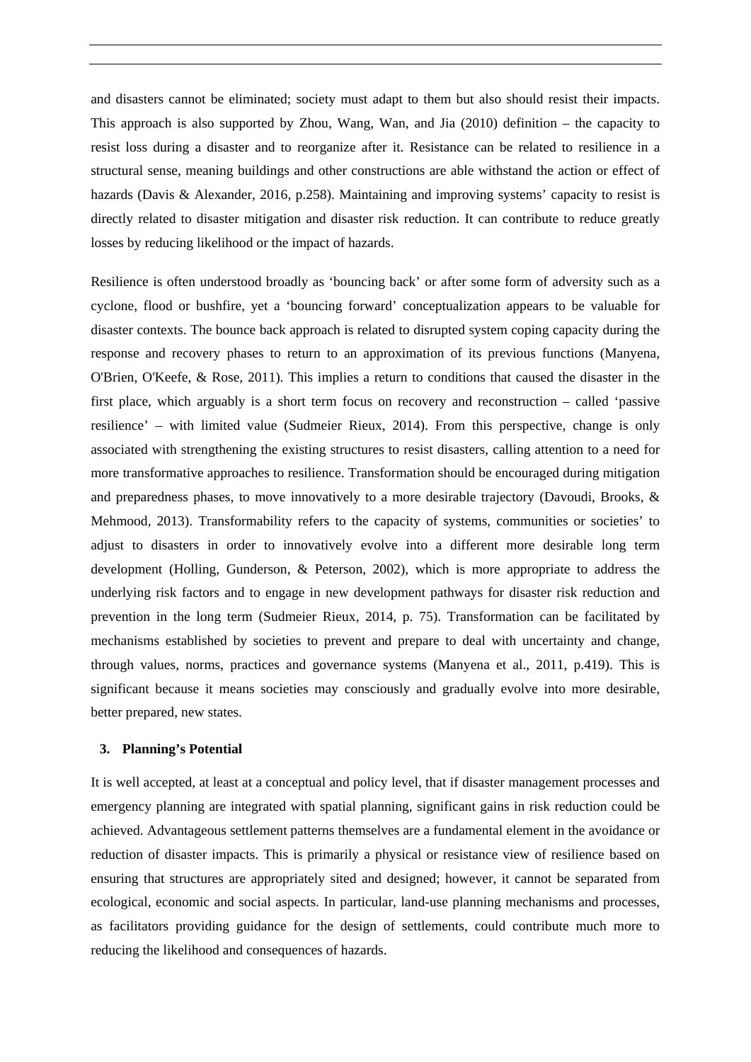and disasters cannot be eliminated; society must adapt to them but also should resist their impacts. This approach is also supported by Zhou, Wang, Wan, and Jia (2010) definition – the capacity to resist loss during a disaster and to reorganize after it. Resistance can be related to resilience in a structural sense, meaning buildings and other constructions are able withstand the action or effect of hazards (Davis & Alexander, 2016, p.258). Maintaining and improving systems' capacity to resist is directly related to disaster mitigation and disaster risk reduction. It can contribute to reduce greatly losses by reducing likelihood or the impact of hazards.

Resilience is often understood broadly as 'bouncing back' or after some form of adversity such as a cyclone, flood or bushfire, yet a 'bouncing forward' conceptualization appears to be valuable for disaster contexts. The bounce back approach is related to disrupted system coping capacity during the response and recovery phases to return to an approximation of its previous functions (Manyena, O'Brien, O'Keefe, & Rose, 2011). This implies a return to conditions that caused the disaster in the first place, which arguably is a short term focus on recovery and reconstruction – called 'passive resilience' – with limited value (Sudmeier Rieux, 2014). From this perspective, change is only associated with strengthening the existing structures to resist disasters, calling attention to a need for more transformative approaches to resilience. Transformation should be encouraged during mitigation and preparedness phases, to move innovatively to a more desirable trajectory (Davoudi, Brooks, & Mehmood, 2013). Transformability refers to the capacity of systems, communities or societies' to adjust to disasters in order to innovatively evolve into a different more desirable long term development (Holling, Gunderson, & Peterson, 2002), which is more appropriate to address the underlying risk factors and to engage in new development pathways for disaster risk reduction and prevention in the long term (Sudmeier Rieux, 2014, p. 75). Transformation can be facilitated by mechanisms established by societies to prevent and prepare to deal with uncertainty and change, through values, norms, practices and governance systems (Manyena et al., 2011, p.419). This is significant because it means societies may consciously and gradually evolve into more desirable, better prepared, new states.

## 3. Planning's Potential

It is well accepted, at least at a conceptual and policy level, that if disaster management processes and emergency planning are integrated with spatial planning, significant gains in risk reduction could be achieved. Advantageous settlement patterns themselves are a fundamental element in the avoidance or reduction of disaster impacts. This is primarily a physical or resistance view of resilience based on ensuring that structures are appropriately sited and designed; however, it cannot be separated from ecological, economic and social aspects. In particular, land-use planning mechanisms and processes, as facilitators providing guidance for the design of settlements, could contribute much more to reducing the likelihood and consequences of hazards.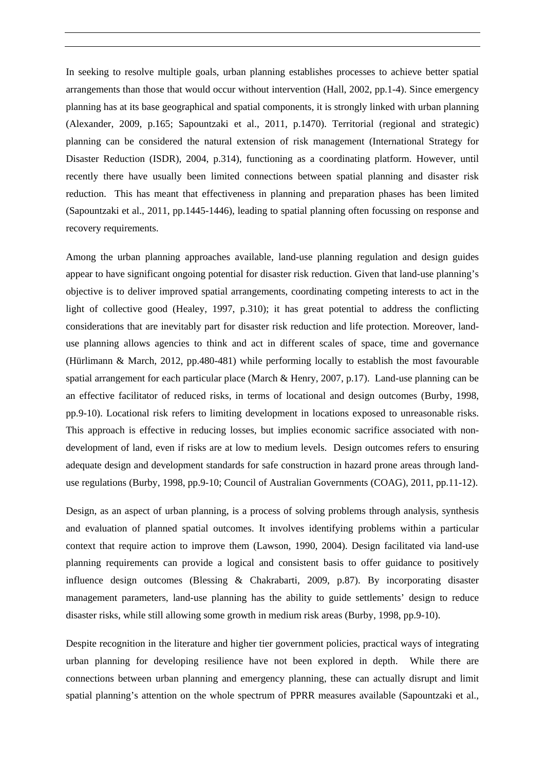In seeking to resolve multiple goals, urban planning establishes processes to achieve better spatial arrangements than those that would occur without intervention (Hall, 2002, pp.1-4). Since emergency planning has at its base geographical and spatial components, it is strongly linked with urban planning (Alexander, 2009, p.165; Sapountzaki et al., 2011, p.1470). Territorial (regional and strategic) planning can be considered the natural extension of risk management (International Strategy for Disaster Reduction (ISDR), 2004, p.314), functioning as a coordinating platform. However, until recently there have usually been limited connections between spatial planning and disaster risk reduction. This has meant that effectiveness in planning and preparation phases has been limited (Sapountzaki et al., 2011, pp.1445-1446), leading to spatial planning often focussing on response and recovery requirements.

Among the urban planning approaches available, land-use planning regulation and design guides appear to have significant ongoing potential for disaster risk reduction. Given that land-use planning's objective is to deliver improved spatial arrangements, coordinating competing interests to act in the light of collective good (Healey, 1997, p.310); it has great potential to address the conflicting considerations that are inevitably part for disaster risk reduction and life protection. Moreover, land-use planning allows agencies to think and act in different scales of space, time and governance (Hürlimann & March, 2012, pp.480-481) while performing locally to establish the most favourable spatial arrangement for each particular place (March & Henry, 2007, p.17). Land-use planning can be an effective facilitator of reduced risks, in terms of locational and design outcomes (Burby, 1998, pp.9-10). Locational risk refers to limiting development in locations exposed to unreasonable risks. This approach is effective in reducing losses, but implies economic sacrifice associated with non-development of land, even if risks are at low to medium levels. Design outcomes refers to ensuring adequate design and development standards for safe construction in hazard prone areas through land-use regulations (Burby, 1998, pp.9-10; Council of Australian Governments (COAG), 2011, pp.11-12).

Design, as an aspect of urban planning, is a process of solving problems through analysis, synthesis and evaluation of planned spatial outcomes. It involves identifying problems within a particular context that require action to improve them (Lawson, 1990, 2004). Design facilitated via land-use planning requirements can provide a logical and consistent basis to offer guidance to positively influence design outcomes (Blessing & Chakrabarti, 2009, p.87). By incorporating disaster management parameters, land-use planning has the ability to guide settlements' design to reduce disaster risks, while still allowing some growth in medium risk areas (Burby, 1998, pp.9-10).

Despite recognition in the literature and higher tier government policies, practical ways of integrating urban planning for developing resilience have not been explored in depth. While there are connections between urban planning and emergency planning, these can actually disrupt and limit spatial planning's attention on the whole spectrum of PPRR measures available (Sapountzaki et al.,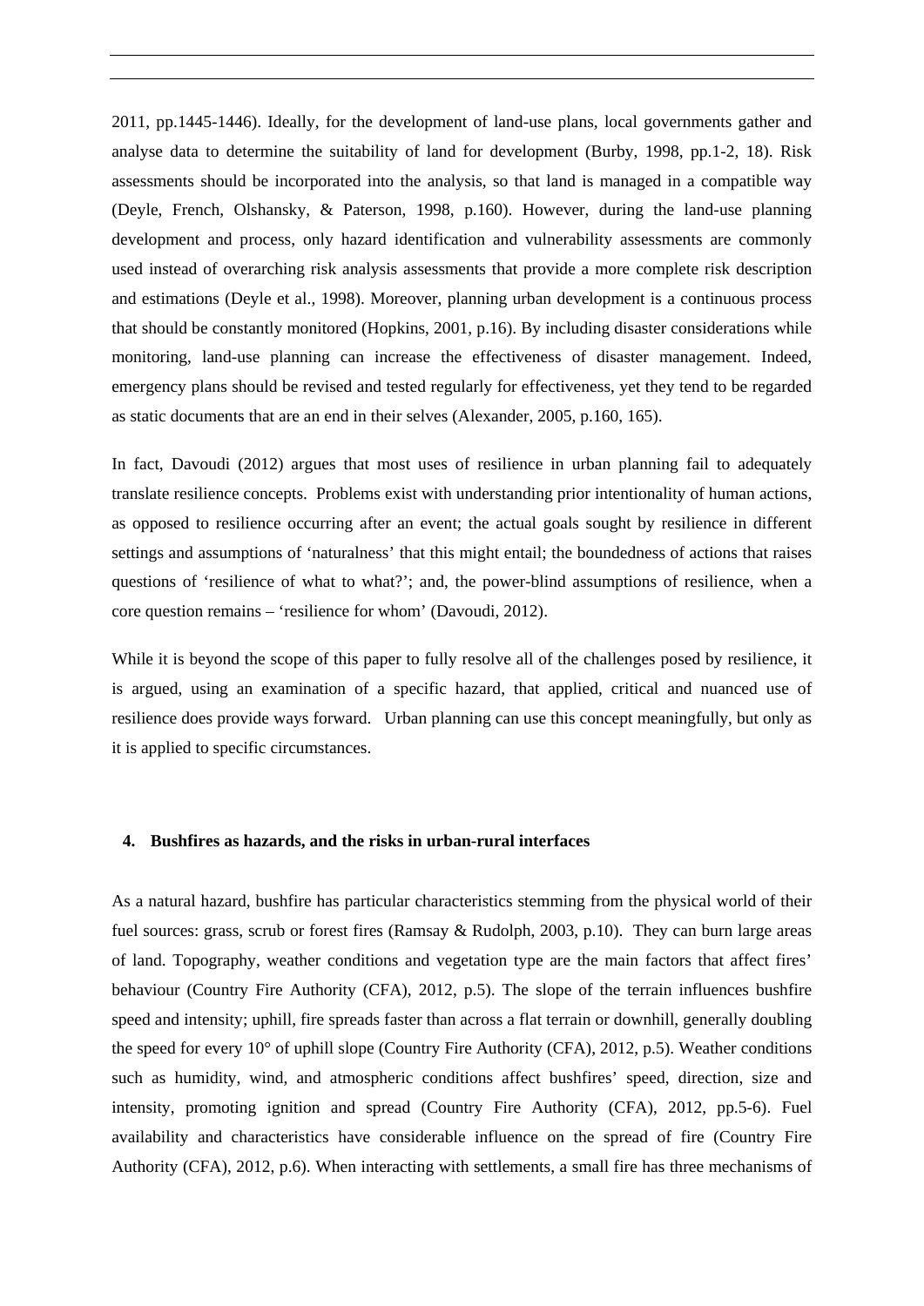2011, pp.1445-1446). Ideally, for the development of land-use plans, local governments gather and analyse data to determine the suitability of land for development (Burby, 1998, pp.1-2, 18). Risk assessments should be incorporated into the analysis, so that land is managed in a compatible way (Deyle, French, Olshansky, & Paterson, 1998, p.160). However, during the land-use planning development and process, only hazard identification and vulnerability assessments are commonly used instead of overarching risk analysis assessments that provide a more complete risk description and estimations (Deyle et al., 1998). Moreover, planning urban development is a continuous process that should be constantly monitored (Hopkins, 2001, p.16). By including disaster considerations while monitoring, land-use planning can increase the effectiveness of disaster management. Indeed, emergency plans should be revised and tested regularly for effectiveness, yet they tend to be regarded as static documents that are an end in their selves (Alexander, 2005, p.160, 165).

In fact, Davoudi (2012) argues that most uses of resilience in urban planning fail to adequately translate resilience concepts. Problems exist with understanding prior intentionality of human actions, as opposed to resilience occurring after an event; the actual goals sought by resilience in different settings and assumptions of 'naturalness' that this might entail; the boundedness of actions that raises questions of 'resilience of what to what?'; and, the power-blind assumptions of resilience, when a core question remains – 'resilience for whom' (Davoudi, 2012).

While it is beyond the scope of this paper to fully resolve all of the challenges posed by resilience, it is argued, using an examination of a specific hazard, that applied, critical and nuanced use of resilience does provide ways forward. Urban planning can use this concept meaningfully, but only as it is applied to specific circumstances.

## 4. Bushfires as hazards, and the risks in urban-rural interfaces

As a natural hazard, bushfire has particular characteristics stemming from the physical world of their fuel sources: grass, scrub or forest fires (Ramsay & Rudolph, 2003, p.10). They can burn large areas of land. Topography, weather conditions and vegetation type are the main factors that affect fires' behaviour (Country Fire Authority (CFA), 2012, p.5). The slope of the terrain influences bushfire speed and intensity; uphill, fire spreads faster than across a flat terrain or downhill, generally doubling the speed for every 10° of uphill slope (Country Fire Authority (CFA), 2012, p.5). Weather conditions such as humidity, wind, and atmospheric conditions affect bushfires' speed, direction, size and intensity, promoting ignition and spread (Country Fire Authority (CFA), 2012, pp.5-6). Fuel availability and characteristics have considerable influence on the spread of fire (Country Fire Authority (CFA), 2012, p.6). When interacting with settlements, a small fire has three mechanisms of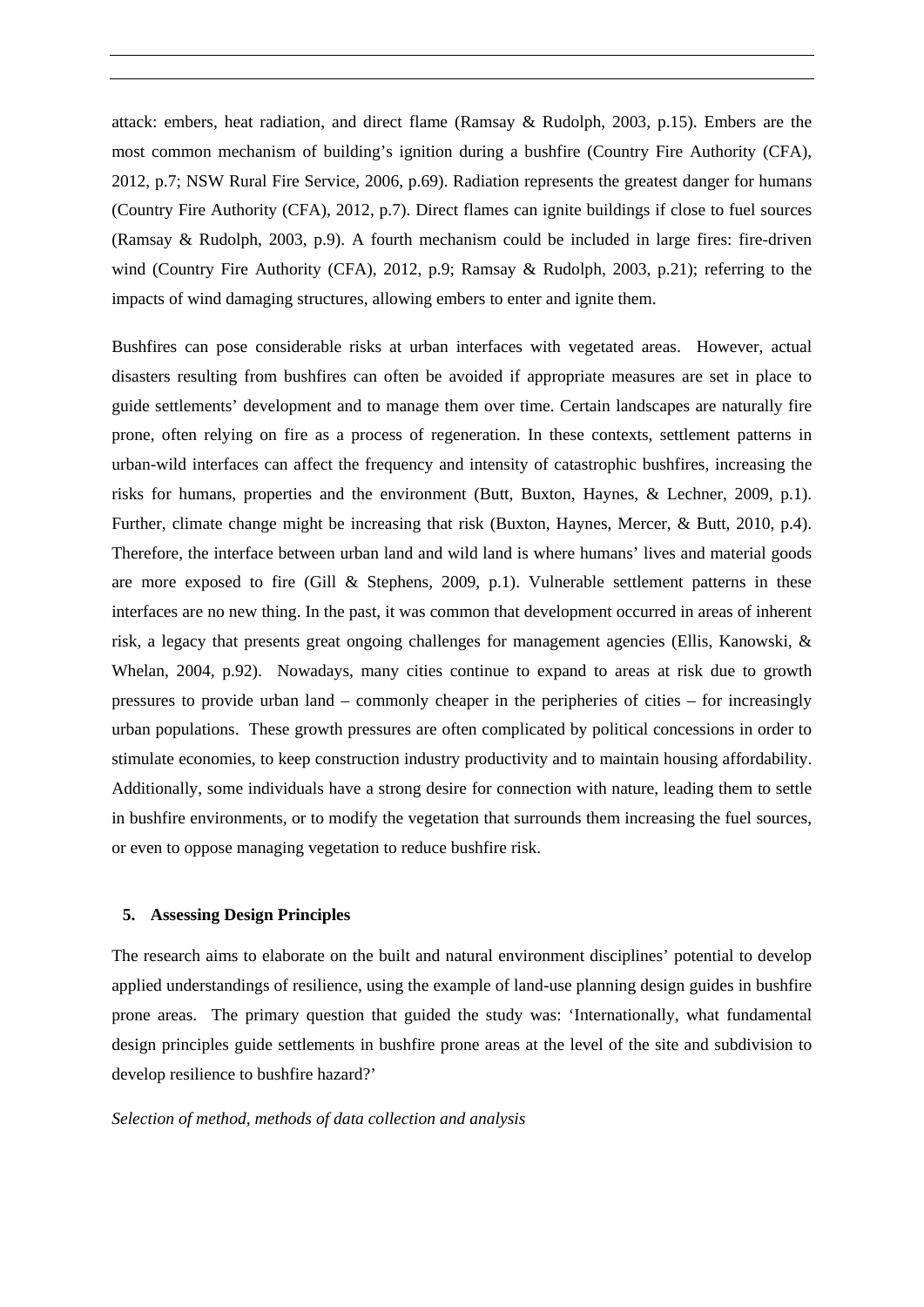attack: embers, heat radiation, and direct flame (Ramsay & Rudolph, 2003, p.15). Embers are the most common mechanism of building's ignition during a bushfire (Country Fire Authority (CFA), 2012, p.7; NSW Rural Fire Service, 2006, p.69). Radiation represents the greatest danger for humans (Country Fire Authority (CFA), 2012, p.7). Direct flames can ignite buildings if close to fuel sources (Ramsay & Rudolph, 2003, p.9). A fourth mechanism could be included in large fires: fire-driven wind (Country Fire Authority (CFA), 2012, p.9; Ramsay & Rudolph, 2003, p.21); referring to the impacts of wind damaging structures, allowing embers to enter and ignite them.

Bushfires can pose considerable risks at urban interfaces with vegetated areas. However, actual disasters resulting from bushfires can often be avoided if appropriate measures are set in place to guide settlements' development and to manage them over time. Certain landscapes are naturally fire prone, often relying on fire as a process of regeneration. In these contexts, settlement patterns in urban-wild interfaces can affect the frequency and intensity of catastrophic bushfires, increasing the risks for humans, properties and the environment (Butt, Buxton, Haynes, & Lechner, 2009, p.1). Further, climate change might be increasing that risk (Buxton, Haynes, Mercer, & Butt, 2010, p.4). Therefore, the interface between urban land and wild land is where humans' lives and material goods are more exposed to fire (Gill & Stephens, 2009, p.1). Vulnerable settlement patterns in these interfaces are no new thing. In the past, it was common that development occurred in areas of inherent risk, a legacy that presents great ongoing challenges for management agencies (Ellis, Kanowski, & Whelan, 2004, p.92). Nowadays, many cities continue to expand to areas at risk due to growth pressures to provide urban land – commonly cheaper in the peripheries of cities – for increasingly urban populations. These growth pressures are often complicated by political concessions in order to stimulate economies, to keep construction industry productivity and to maintain housing affordability. Additionally, some individuals have a strong desire for connection with nature, leading them to settle in bushfire environments, or to modify the vegetation that surrounds them increasing the fuel sources, or even to oppose managing vegetation to reduce bushfire risk.

## 5. Assessing Design Principles

The research aims to elaborate on the built and natural environment disciplines' potential to develop applied understandings of resilience, using the example of land-use planning design guides in bushfire prone areas. The primary question that guided the study was: 'Internationally, what fundamental design principles guide settlements in bushfire prone areas at the level of the site and subdivision to develop resilience to bushfire hazard?'

*Selection of method, methods of data collection and analysis*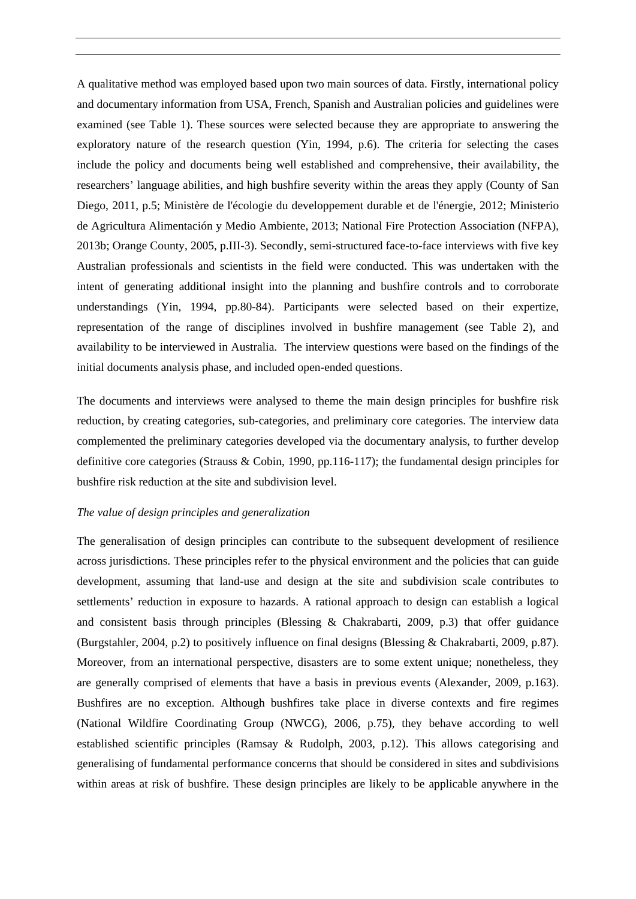A qualitative method was employed based upon two main sources of data. Firstly, international policy and documentary information from USA, French, Spanish and Australian policies and guidelines were examined (see Table 1). These sources were selected because they are appropriate to answering the exploratory nature of the research question (Yin, 1994, p.6). The criteria for selecting the cases include the policy and documents being well established and comprehensive, their availability, the researchers' language abilities, and high bushfire severity within the areas they apply (County of San Diego, 2011, p.5; Ministère de l'écologie du developpement durable et de l'énergie, 2012; Ministerio de Agricultura Alimentación y Medio Ambiente, 2013; National Fire Protection Association (NFPA), 2013b; Orange County, 2005, p.III-3). Secondly, semi-structured face-to-face interviews with five key Australian professionals and scientists in the field were conducted. This was undertaken with the intent of generating additional insight into the planning and bushfire controls and to corroborate understandings (Yin, 1994, pp.80-84). Participants were selected based on their expertize, representation of the range of disciplines involved in bushfire management (see Table 2), and availability to be interviewed in Australia. The interview questions were based on the findings of the initial documents analysis phase, and included open-ended questions.

The documents and interviews were analysed to theme the main design principles for bushfire risk reduction, by creating categories, sub-categories, and preliminary core categories. The interview data complemented the preliminary categories developed via the documentary analysis, to further develop definitive core categories (Strauss & Cobin, 1990, pp.116-117); the fundamental design principles for bushfire risk reduction at the site and subdivision level.

*The value of design principles and generalization*

The generalisation of design principles can contribute to the subsequent development of resilience across jurisdictions. These principles refer to the physical environment and the policies that can guide development, assuming that land-use and design at the site and subdivision scale contributes to settlements' reduction in exposure to hazards. A rational approach to design can establish a logical and consistent basis through principles (Blessing & Chakrabarti, 2009, p.3) that offer guidance (Burgstahler, 2004, p.2) to positively influence on final designs (Blessing & Chakrabarti, 2009, p.87). Moreover, from an international perspective, disasters are to some extent unique; nonetheless, they are generally comprised of elements that have a basis in previous events (Alexander, 2009, p.163). Bushfires are no exception. Although bushfires take place in diverse contexts and fire regimes (National Wildfire Coordinating Group (NWCG), 2006, p.75), they behave according to well established scientific principles (Ramsay & Rudolph, 2003, p.12). This allows categorising and generalising of fundamental performance concerns that should be considered in sites and subdivisions within areas at risk of bushfire. These design principles are likely to be applicable anywhere in the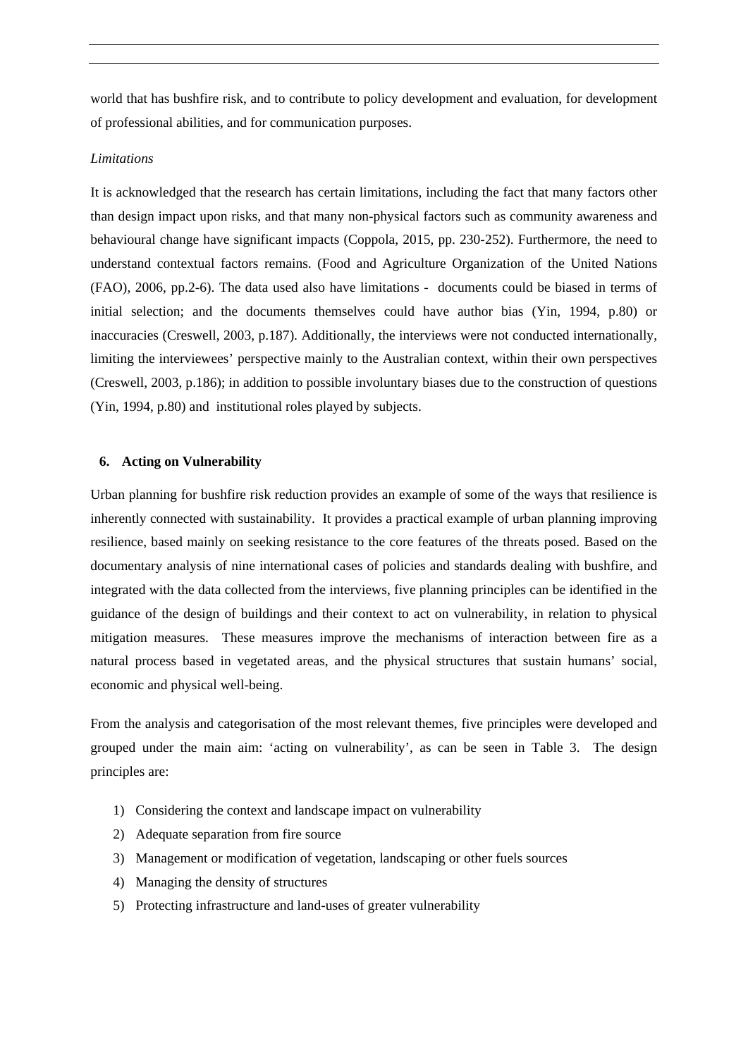world that has bushfire risk, and to contribute to policy development and evaluation, for development of professional abilities, and for communication purposes.

*Limitations*

It is acknowledged that the research has certain limitations, including the fact that many factors other than design impact upon risks, and that many non-physical factors such as community awareness and behavioural change have significant impacts (Coppola, 2015, pp. 230-252). Furthermore, the need to understand contextual factors remains. (Food and Agriculture Organization of the United Nations (FAO), 2006, pp.2-6). The data used also have limitations - documents could be biased in terms of initial selection; and the documents themselves could have author bias (Yin, 1994, p.80) or inaccuracies (Creswell, 2003, p.187). Additionally, the interviews were not conducted internationally, limiting the interviewees' perspective mainly to the Australian context, within their own perspectives (Creswell, 2003, p.186); in addition to possible involuntary biases due to the construction of questions (Yin, 1994, p.80) and institutional roles played by subjects.

## 6. Acting on Vulnerability

Urban planning for bushfire risk reduction provides an example of some of the ways that resilience is inherently connected with sustainability. It provides a practical example of urban planning improving resilience, based mainly on seeking resistance to the core features of the threats posed. Based on the documentary analysis of nine international cases of policies and standards dealing with bushfire, and integrated with the data collected from the interviews, five planning principles can be identified in the guidance of the design of buildings and their context to act on vulnerability, in relation to physical mitigation measures. These measures improve the mechanisms of interaction between fire as a natural process based in vegetated areas, and the physical structures that sustain humans' social, economic and physical well-being.

From the analysis and categorisation of the most relevant themes, five principles were developed and grouped under the main aim: 'acting on vulnerability', as can be seen in Table 3. The design principles are:

1) Considering the context and landscape impact on vulnerability
2) Adequate separation from fire source
3) Management or modification of vegetation, landscaping or other fuels sources
4) Managing the density of structures
5) Protecting infrastructure and land-uses of greater vulnerability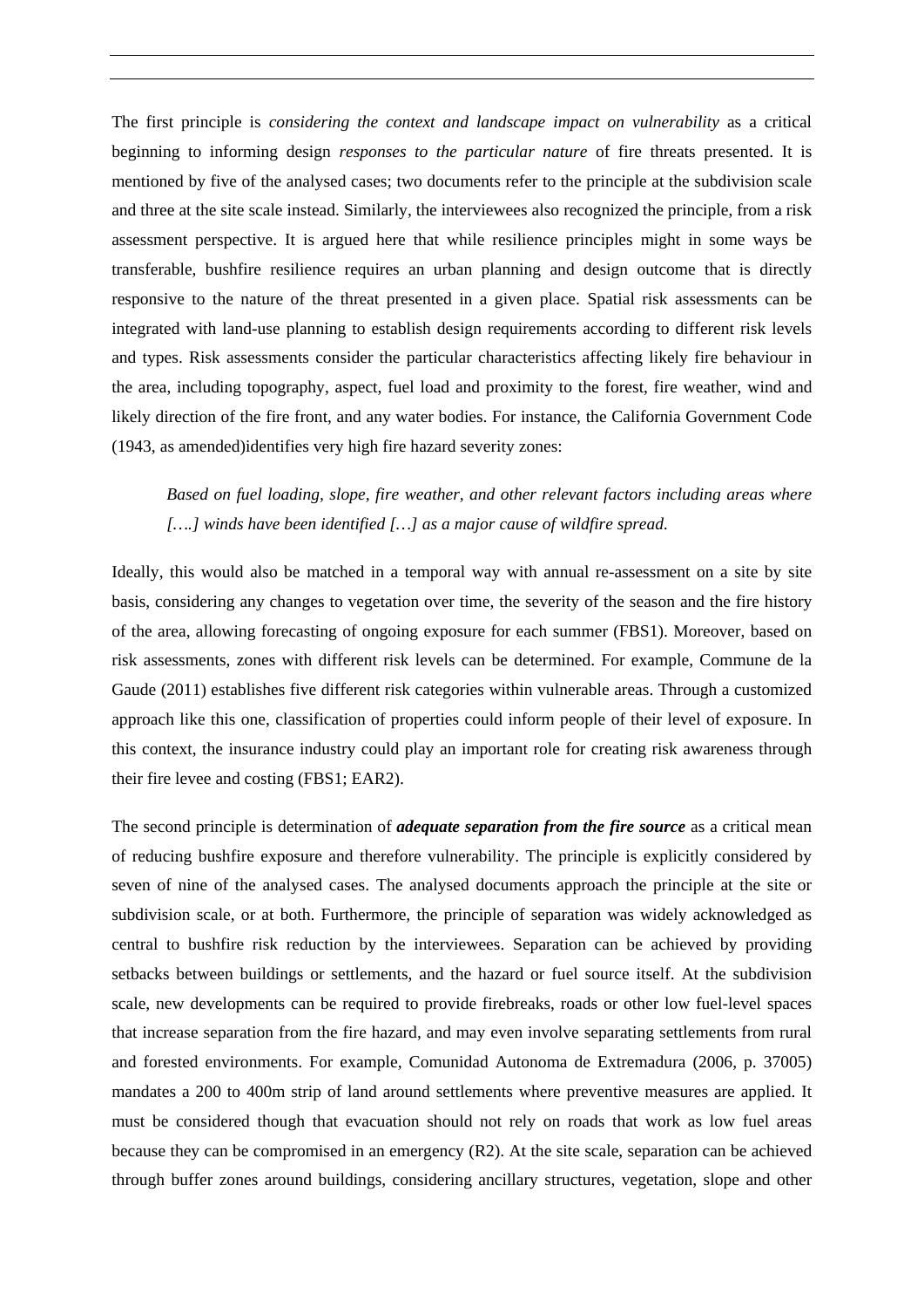The first principle is *considering the context and landscape impact on vulnerability* as a critical beginning to informing design *responses to the particular nature* of fire threats presented. It is mentioned by five of the analysed cases; two documents refer to the principle at the subdivision scale and three at the site scale instead. Similarly, the interviewees also recognized the principle, from a risk assessment perspective. It is argued here that while resilience principles might in some ways be transferable, bushfire resilience requires an urban planning and design outcome that is directly responsive to the nature of the threat presented in a given place. Spatial risk assessments can be integrated with land-use planning to establish design requirements according to different risk levels and types. Risk assessments consider the particular characteristics affecting likely fire behaviour in the area, including topography, aspect, fuel load and proximity to the forest, fire weather, wind and likely direction of the fire front, and any water bodies. For instance, the California Government Code (1943, as amended)identifies very high fire hazard severity zones:

> *Based on fuel loading, slope, fire weather, and other relevant factors including areas where […] winds have been identified […] as a major cause of wildfire spread.*

Ideally, this would also be matched in a temporal way with annual re-assessment on a site by site basis, considering any changes to vegetation over time, the severity of the season and the fire history of the area, allowing forecasting of ongoing exposure for each summer (FBS1). Moreover, based on risk assessments, zones with different risk levels can be determined. For example, Commune de la Gaude (2011) establishes five different risk categories within vulnerable areas. Through a customized approach like this one, classification of properties could inform people of their level of exposure. In this context, the insurance industry could play an important role for creating risk awareness through their fire levee and costing (FBS1; EAR2).

The second principle is determination of ***adequate separation from the fire source*** as a critical mean of reducing bushfire exposure and therefore vulnerability. The principle is explicitly considered by seven of nine of the analysed cases. The analysed documents approach the principle at the site or subdivision scale, or at both. Furthermore, the principle of separation was widely acknowledged as central to bushfire risk reduction by the interviewees. Separation can be achieved by providing setbacks between buildings or settlements, and the hazard or fuel source itself. At the subdivision scale, new developments can be required to provide firebreaks, roads or other low fuel-level spaces that increase separation from the fire hazard, and may even involve separating settlements from rural and forested environments. For example, Comunidad Autonoma de Extremadura (2006, p. 37005) mandates a 200 to 400m strip of land around settlements where preventive measures are applied. It must be considered though that evacuation should not rely on roads that work as low fuel areas because they can be compromised in an emergency (R2). At the site scale, separation can be achieved through buffer zones around buildings, considering ancillary structures, vegetation, slope and other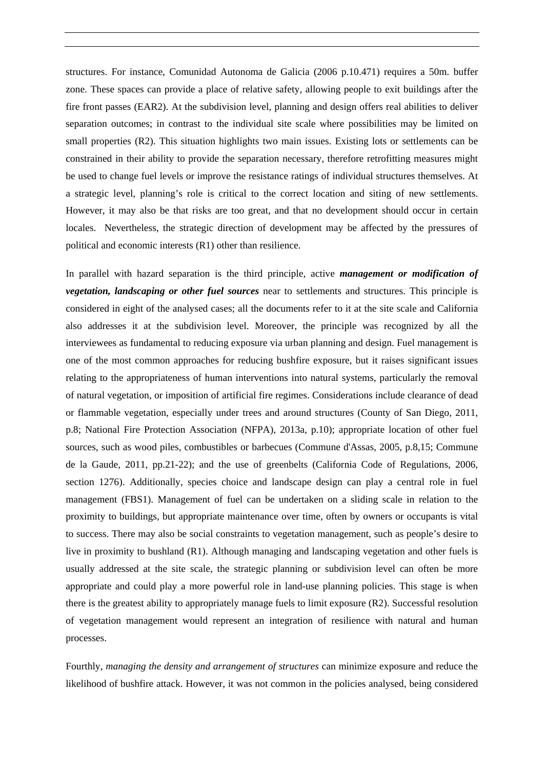structures. For instance, Comunidad Autonoma de Galicia (2006 p.10.471) requires a 50m. buffer zone. These spaces can provide a place of relative safety, allowing people to exit buildings after the fire front passes (EAR2). At the subdivision level, planning and design offers real abilities to deliver separation outcomes; in contrast to the individual site scale where possibilities may be limited on small properties (R2). This situation highlights two main issues. Existing lots or settlements can be constrained in their ability to provide the separation necessary, therefore retrofitting measures might be used to change fuel levels or improve the resistance ratings of individual structures themselves. At a strategic level, planning's role is critical to the correct location and siting of new settlements. However, it may also be that risks are too great, and that no development should occur in certain locales. Nevertheless, the strategic direction of development may be affected by the pressures of political and economic interests (R1) other than resilience.

In parallel with hazard separation is the third principle, active ***management or modification of vegetation, landscaping or other fuel sources*** near to settlements and structures. This principle is considered in eight of the analysed cases; all the documents refer to it at the site scale and California also addresses it at the subdivision level. Moreover, the principle was recognized by all the interviewees as fundamental to reducing exposure via urban planning and design. Fuel management is one of the most common approaches for reducing bushfire exposure, but it raises significant issues relating to the appropriateness of human interventions into natural systems, particularly the removal of natural vegetation, or imposition of artificial fire regimes. Considerations include clearance of dead or flammable vegetation, especially under trees and around structures (County of San Diego, 2011, p.8; National Fire Protection Association (NFPA), 2013a, p.10); appropriate location of other fuel sources, such as wood piles, combustibles or barbecues (Commune d'Assas, 2005, p.8,15; Commune de la Gaude, 2011, pp.21-22); and the use of greenbelts (California Code of Regulations, 2006, section 1276). Additionally, species choice and landscape design can play a central role in fuel management (FBS1). Management of fuel can be undertaken on a sliding scale in relation to the proximity to buildings, but appropriate maintenance over time, often by owners or occupants is vital to success. There may also be social constraints to vegetation management, such as people's desire to live in proximity to bushland (R1). Although managing and landscaping vegetation and other fuels is usually addressed at the site scale, the strategic planning or subdivision level can often be more appropriate and could play a more powerful role in land-use planning policies. This stage is when there is the greatest ability to appropriately manage fuels to limit exposure (R2). Successful resolution of vegetation management would represent an integration of resilience with natural and human processes.

Fourthly, *managing the density and arrangement of structures* can minimize exposure and reduce the likelihood of bushfire attack. However, it was not common in the policies analysed, being considered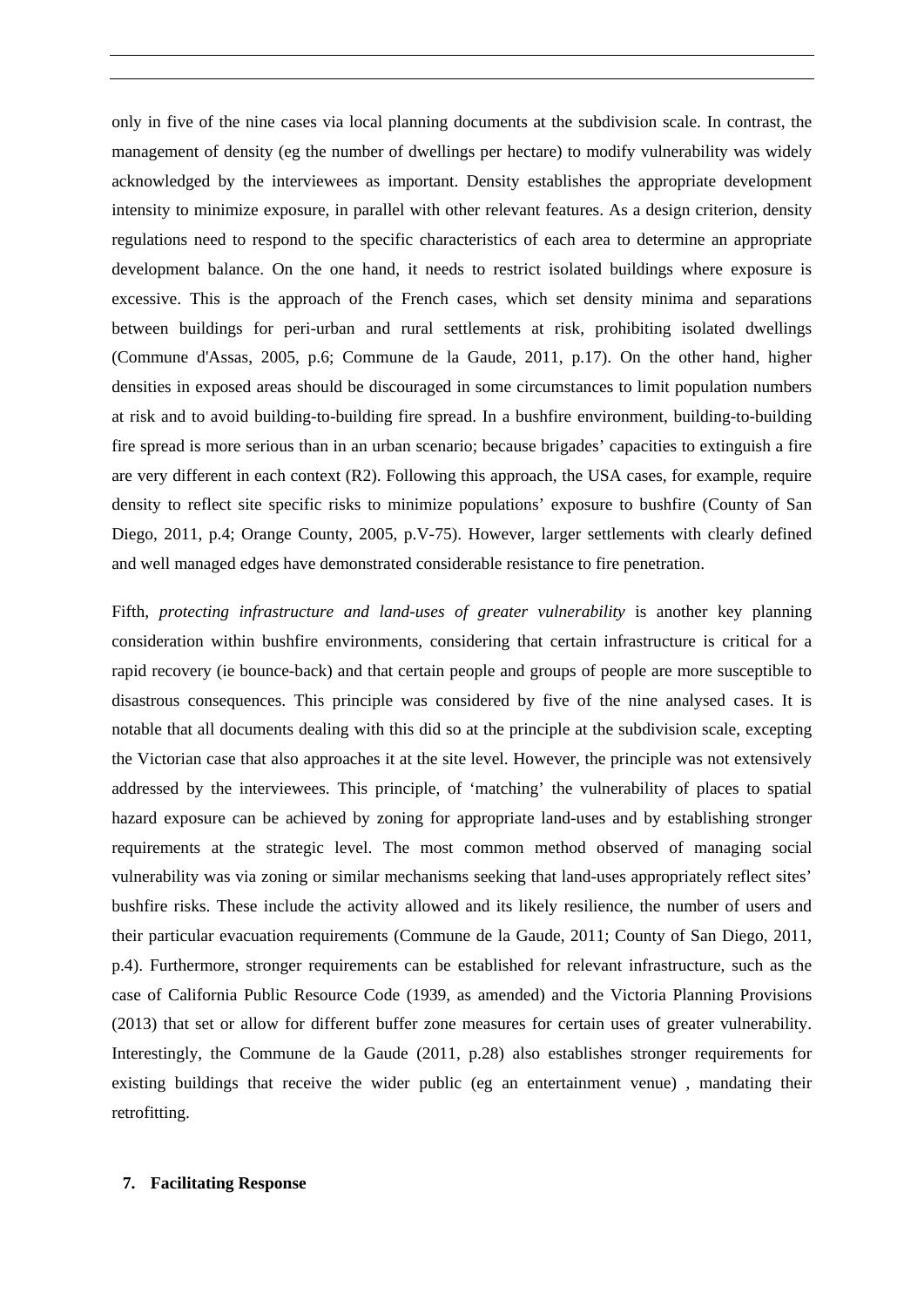only in five of the nine cases via local planning documents at the subdivision scale. In contrast, the management of density (eg the number of dwellings per hectare) to modify vulnerability was widely acknowledged by the interviewees as important. Density establishes the appropriate development intensity to minimize exposure, in parallel with other relevant features. As a design criterion, density regulations need to respond to the specific characteristics of each area to determine an appropriate development balance. On the one hand, it needs to restrict isolated buildings where exposure is excessive. This is the approach of the French cases, which set density minima and separations between buildings for peri-urban and rural settlements at risk, prohibiting isolated dwellings (Commune d'Assas, 2005, p.6; Commune de la Gaude, 2011, p.17). On the other hand, higher densities in exposed areas should be discouraged in some circumstances to limit population numbers at risk and to avoid building-to-building fire spread. In a bushfire environment, building-to-building fire spread is more serious than in an urban scenario; because brigades' capacities to extinguish a fire are very different in each context (R2). Following this approach, the USA cases, for example, require density to reflect site specific risks to minimize populations' exposure to bushfire (County of San Diego, 2011, p.4; Orange County, 2005, p.V-75). However, larger settlements with clearly defined and well managed edges have demonstrated considerable resistance to fire penetration.

Fifth, *protecting infrastructure and land-uses of greater vulnerability* is another key planning consideration within bushfire environments, considering that certain infrastructure is critical for a rapid recovery (ie bounce-back) and that certain people and groups of people are more susceptible to disastrous consequences. This principle was considered by five of the nine analysed cases. It is notable that all documents dealing with this did so at the principle at the subdivision scale, excepting the Victorian case that also approaches it at the site level. However, the principle was not extensively addressed by the interviewees. This principle, of 'matching' the vulnerability of places to spatial hazard exposure can be achieved by zoning for appropriate land-uses and by establishing stronger requirements at the strategic level. The most common method observed of managing social vulnerability was via zoning or similar mechanisms seeking that land-uses appropriately reflect sites' bushfire risks. These include the activity allowed and its likely resilience, the number of users and their particular evacuation requirements (Commune de la Gaude, 2011; County of San Diego, 2011, p.4). Furthermore, stronger requirements can be established for relevant infrastructure, such as the case of California Public Resource Code (1939, as amended) and the Victoria Planning Provisions (2013) that set or allow for different buffer zone measures for certain uses of greater vulnerability. Interestingly, the Commune de la Gaude (2011, p.28) also establishes stronger requirements for existing buildings that receive the wider public (eg an entertainment venue) , mandating their retrofitting.

## 7. Facilitating Response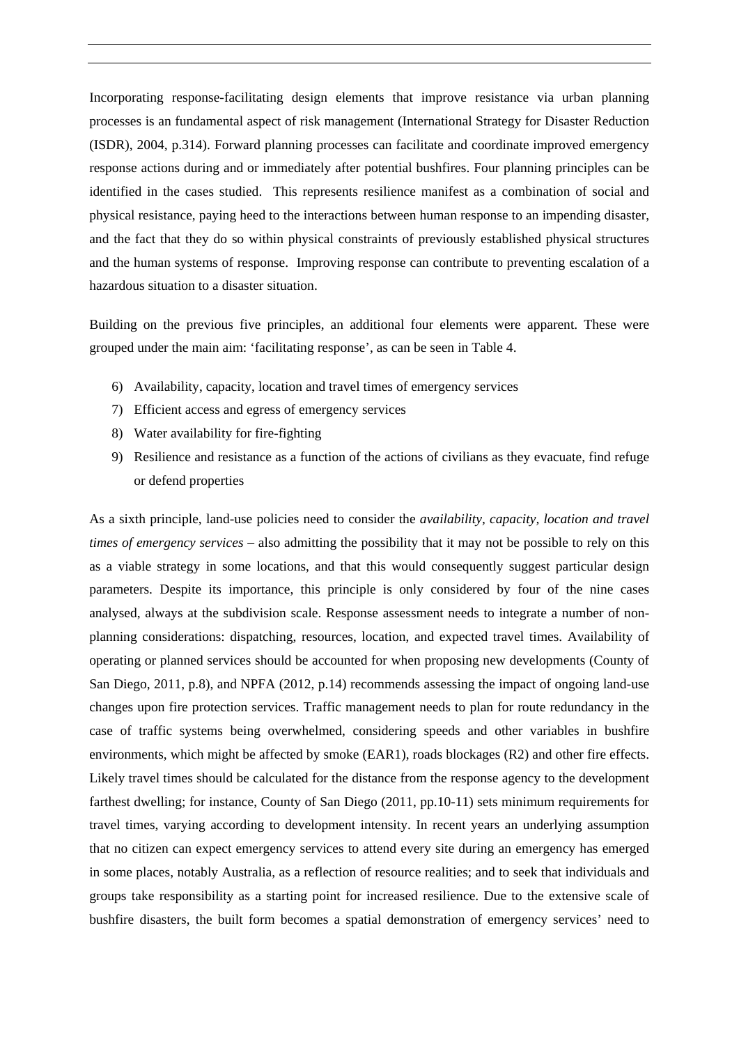Incorporating response-facilitating design elements that improve resistance via urban planning processes is an fundamental aspect of risk management (International Strategy for Disaster Reduction (ISDR), 2004, p.314). Forward planning processes can facilitate and coordinate improved emergency response actions during and or immediately after potential bushfires. Four planning principles can be identified in the cases studied. This represents resilience manifest as a combination of social and physical resistance, paying heed to the interactions between human response to an impending disaster, and the fact that they do so within physical constraints of previously established physical structures and the human systems of response. Improving response can contribute to preventing escalation of a hazardous situation to a disaster situation.

Building on the previous five principles, an additional four elements were apparent. These were grouped under the main aim: 'facilitating response', as can be seen in Table 4.

6) Availability, capacity, location and travel times of emergency services
7) Efficient access and egress of emergency services
8) Water availability for fire-fighting
9) Resilience and resistance as a function of the actions of civilians as they evacuate, find refuge or defend properties

As a sixth principle, land-use policies need to consider the *availability, capacity, location and travel times of emergency services* – also admitting the possibility that it may not be possible to rely on this as a viable strategy in some locations, and that this would consequently suggest particular design parameters. Despite its importance, this principle is only considered by four of the nine cases analysed, always at the subdivision scale. Response assessment needs to integrate a number of non-planning considerations: dispatching, resources, location, and expected travel times. Availability of operating or planned services should be accounted for when proposing new developments (County of San Diego, 2011, p.8), and NPFA (2012, p.14) recommends assessing the impact of ongoing land-use changes upon fire protection services. Traffic management needs to plan for route redundancy in the case of traffic systems being overwhelmed, considering speeds and other variables in bushfire environments, which might be affected by smoke (EAR1), roads blockages (R2) and other fire effects. Likely travel times should be calculated for the distance from the response agency to the development farthest dwelling; for instance, County of San Diego (2011, pp.10-11) sets minimum requirements for travel times, varying according to development intensity. In recent years an underlying assumption that no citizen can expect emergency services to attend every site during an emergency has emerged in some places, notably Australia, as a reflection of resource realities; and to seek that individuals and groups take responsibility as a starting point for increased resilience. Due to the extensive scale of bushfire disasters, the built form becomes a spatial demonstration of emergency services' need to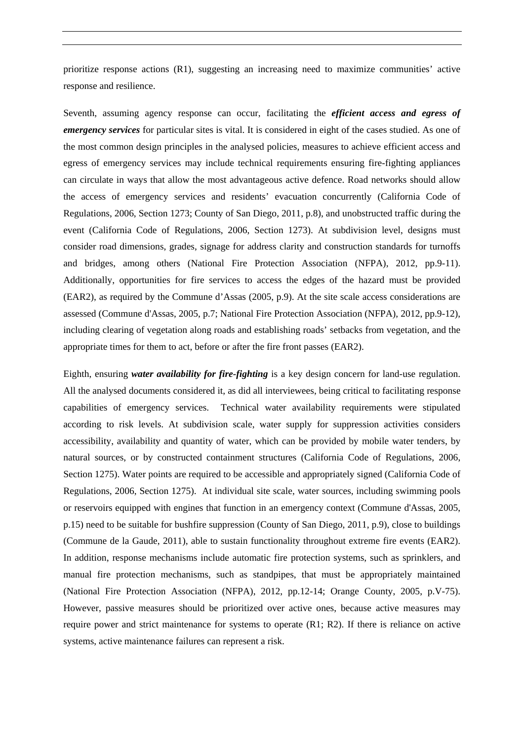prioritize response actions (R1), suggesting an increasing need to maximize communities' active response and resilience.

Seventh, assuming agency response can occur, facilitating the ***efficient access and egress of emergency services*** for particular sites is vital. It is considered in eight of the cases studied. As one of the most common design principles in the analysed policies, measures to achieve efficient access and egress of emergency services may include technical requirements ensuring fire-fighting appliances can circulate in ways that allow the most advantageous active defence. Road networks should allow the access of emergency services and residents' evacuation concurrently (California Code of Regulations, 2006, Section 1273; County of San Diego, 2011, p.8), and unobstructed traffic during the event (California Code of Regulations, 2006, Section 1273). At subdivision level, designs must consider road dimensions, grades, signage for address clarity and construction standards for turnoffs and bridges, among others (National Fire Protection Association (NFPA), 2012, pp.9-11). Additionally, opportunities for fire services to access the edges of the hazard must be provided (EAR2), as required by the Commune d'Assas (2005, p.9). At the site scale access considerations are assessed (Commune d'Assas, 2005, p.7; National Fire Protection Association (NFPA), 2012, pp.9-12), including clearing of vegetation along roads and establishing roads' setbacks from vegetation, and the appropriate times for them to act, before or after the fire front passes (EAR2).

Eighth, ensuring ***water availability for fire-fighting*** is a key design concern for land-use regulation. All the analysed documents considered it, as did all interviewees, being critical to facilitating response capabilities of emergency services. Technical water availability requirements were stipulated according to risk levels. At subdivision scale, water supply for suppression activities considers accessibility, availability and quantity of water, which can be provided by mobile water tenders, by natural sources, or by constructed containment structures (California Code of Regulations, 2006, Section 1275). Water points are required to be accessible and appropriately signed (California Code of Regulations, 2006, Section 1275). At individual site scale, water sources, including swimming pools or reservoirs equipped with engines that function in an emergency context (Commune d'Assas, 2005, p.15) need to be suitable for bushfire suppression (County of San Diego, 2011, p.9), close to buildings (Commune de la Gaude, 2011), able to sustain functionality throughout extreme fire events (EAR2). In addition, response mechanisms include automatic fire protection systems, such as sprinklers, and manual fire protection mechanisms, such as standpipes, that must be appropriately maintained (National Fire Protection Association (NFPA), 2012, pp.12-14; Orange County, 2005, p.V-75). However, passive measures should be prioritized over active ones, because active measures may require power and strict maintenance for systems to operate (R1; R2). If there is reliance on active systems, active maintenance failures can represent a risk.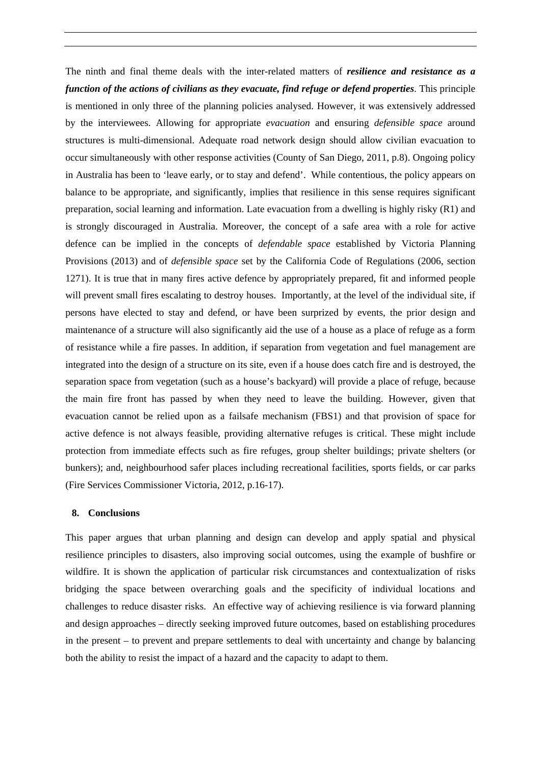The ninth and final theme deals with the inter-related matters of ***resilience and resistance as a function of the actions of civilians as they evacuate, find refuge or defend properties***. This principle is mentioned in only three of the planning policies analysed. However, it was extensively addressed by the interviewees. Allowing for appropriate *evacuation* and ensuring *defensible space* around structures is multi-dimensional. Adequate road network design should allow civilian evacuation to occur simultaneously with other response activities (County of San Diego, 2011, p.8). Ongoing policy in Australia has been to 'leave early, or to stay and defend'. While contentious, the policy appears on balance to be appropriate, and significantly, implies that resilience in this sense requires significant preparation, social learning and information. Late evacuation from a dwelling is highly risky (R1) and is strongly discouraged in Australia. Moreover, the concept of a safe area with a role for active defence can be implied in the concepts of *defendable space* established by Victoria Planning Provisions (2013) and of *defensible space* set by the California Code of Regulations (2006, section 1271). It is true that in many fires active defence by appropriately prepared, fit and informed people will prevent small fires escalating to destroy houses. Importantly, at the level of the individual site, if persons have elected to stay and defend, or have been surprized by events, the prior design and maintenance of a structure will also significantly aid the use of a house as a place of refuge as a form of resistance while a fire passes. In addition, if separation from vegetation and fuel management are integrated into the design of a structure on its site, even if a house does catch fire and is destroyed, the separation space from vegetation (such as a house's backyard) will provide a place of refuge, because the main fire front has passed by when they need to leave the building. However, given that evacuation cannot be relied upon as a failsafe mechanism (FBS1) and that provision of space for active defence is not always feasible, providing alternative refuges is critical. These might include protection from immediate effects such as fire refuges, group shelter buildings; private shelters (or bunkers); and, neighbourhood safer places including recreational facilities, sports fields, or car parks (Fire Services Commissioner Victoria, 2012, p.16-17).

## 8. Conclusions

This paper argues that urban planning and design can develop and apply spatial and physical resilience principles to disasters, also improving social outcomes, using the example of bushfire or wildfire. It is shown the application of particular risk circumstances and contextualization of risks bridging the space between overarching goals and the specificity of individual locations and challenges to reduce disaster risks. An effective way of achieving resilience is via forward planning and design approaches – directly seeking improved future outcomes, based on establishing procedures in the present – to prevent and prepare settlements to deal with uncertainty and change by balancing both the ability to resist the impact of a hazard and the capacity to adapt to them.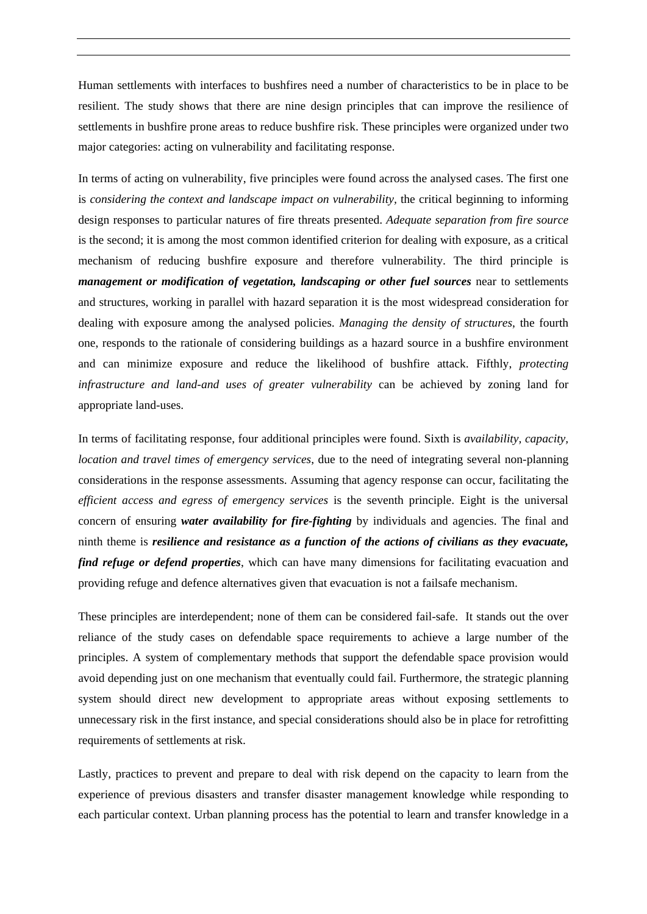Human settlements with interfaces to bushfires need a number of characteristics to be in place to be resilient. The study shows that there are nine design principles that can improve the resilience of settlements in bushfire prone areas to reduce bushfire risk. These principles were organized under two major categories: acting on vulnerability and facilitating response.

In terms of acting on vulnerability, five principles were found across the analysed cases. The first one is *considering the context and landscape impact on vulnerability*, the critical beginning to informing design responses to particular natures of fire threats presented. *Adequate separation from fire source* is the second; it is among the most common identified criterion for dealing with exposure, as a critical mechanism of reducing bushfire exposure and therefore vulnerability. The third principle is ***management or modification of vegetation, landscaping or other fuel sources*** near to settlements and structures, working in parallel with hazard separation it is the most widespread consideration for dealing with exposure among the analysed policies. *Managing the density of structures*, the fourth one, responds to the rationale of considering buildings as a hazard source in a bushfire environment and can minimize exposure and reduce the likelihood of bushfire attack. Fifthly, *protecting infrastructure and land-and uses of greater vulnerability* can be achieved by zoning land for appropriate land-uses.

In terms of facilitating response, four additional principles were found. Sixth is *availability, capacity, location and travel times of emergency services*, due to the need of integrating several non-planning considerations in the response assessments. Assuming that agency response can occur, facilitating the *efficient access and egress of emergency services* is the seventh principle. Eight is the universal concern of ensuring ***water availability for fire-fighting*** by individuals and agencies. The final and ninth theme is ***resilience and resistance as a function of the actions of civilians as they evacuate, find refuge or defend properties***, which can have many dimensions for facilitating evacuation and providing refuge and defence alternatives given that evacuation is not a failsafe mechanism.

These principles are interdependent; none of them can be considered fail-safe. It stands out the over reliance of the study cases on defendable space requirements to achieve a large number of the principles. A system of complementary methods that support the defendable space provision would avoid depending just on one mechanism that eventually could fail. Furthermore, the strategic planning system should direct new development to appropriate areas without exposing settlements to unnecessary risk in the first instance, and special considerations should also be in place for retrofitting requirements of settlements at risk.

Lastly, practices to prevent and prepare to deal with risk depend on the capacity to learn from the experience of previous disasters and transfer disaster management knowledge while responding to each particular context. Urban planning process has the potential to learn and transfer knowledge in a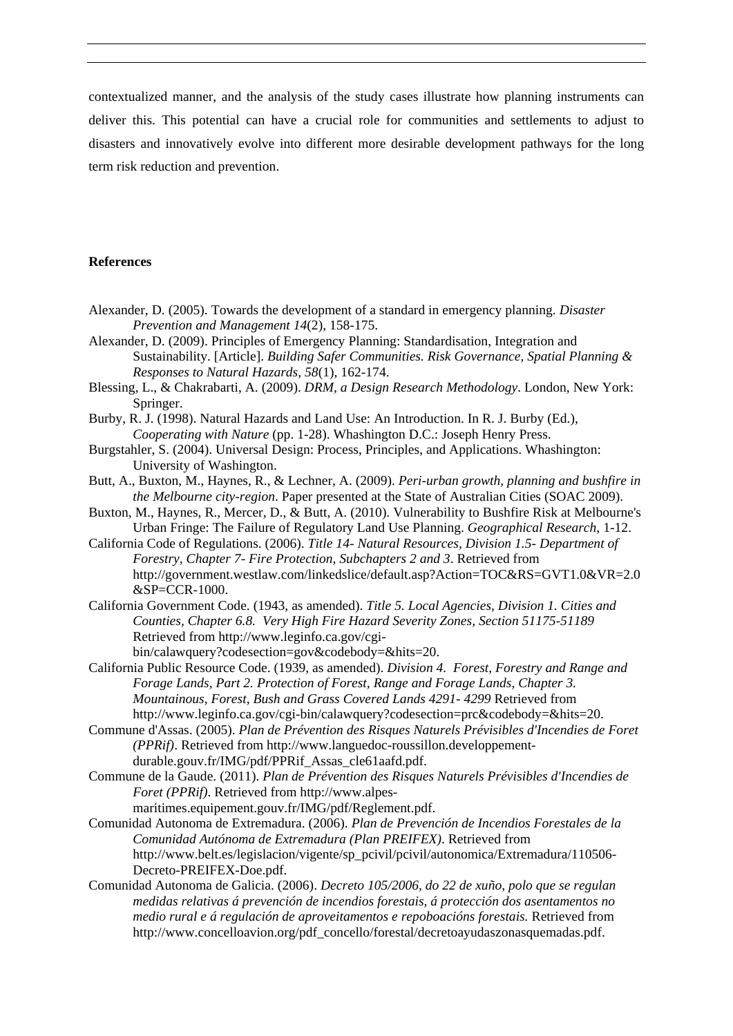contextualized manner, and the analysis of the study cases illustrate how planning instruments can deliver this. This potential can have a crucial role for communities and settlements to adjust to disasters and innovatively evolve into different more desirable development pathways for the long term risk reduction and prevention.

**References**

Alexander, D. (2005). Towards the development of a standard in emergency planning. *Disaster Prevention and Management 14*(2), 158-175.

Alexander, D. (2009). Principles of Emergency Planning: Standardisation, Integration and Sustainability. [Article]. *Building Safer Communities. Risk Governance, Spatial Planning & Responses to Natural Hazards, 58*(1), 162-174.

Blessing, L., & Chakrabarti, A. (2009). *DRM, a Design Research Methodology*. London, New York: Springer.

Burby, R. J. (1998). Natural Hazards and Land Use: An Introduction. In R. J. Burby (Ed.), *Cooperating with Nature* (pp. 1-28). Whashington D.C.: Joseph Henry Press.

Burgstahler, S. (2004). Universal Design: Process, Principles, and Applications. Whashington: University of Washington.

Butt, A., Buxton, M., Haynes, R., & Lechner, A. (2009). *Peri-urban growth, planning and bushfire in the Melbourne city-region*. Paper presented at the State of Australian Cities (SOAC 2009).

Buxton, M., Haynes, R., Mercer, D., & Butt, A. (2010). Vulnerability to Bushfire Risk at Melbourne's Urban Fringe: The Failure of Regulatory Land Use Planning. *Geographical Research*, 1-12.

California Code of Regulations. (2006). *Title 14- Natural Resources, Division 1.5- Department of Forestry, Chapter 7- Fire Protection, Subchapters 2 and 3*. Retrieved from http://government.westlaw.com/linkedslice/default.asp?Action=TOC&RS=GVT1.0&VR=2.0&SP=CCR-1000.

California Government Code. (1943, as amended). *Title 5. Local Agencies, Division 1. Cities and Counties, Chapter 6.8. Very High Fire Hazard Severity Zones, Section 51175-51189* Retrieved from http://www.leginfo.ca.gov/cgi-bin/calawquery?codesection=gov&codebody=&hits=20.

California Public Resource Code. (1939, as amended). *Division 4. Forest, Forestry and Range and Forage Lands, Part 2. Protection of Forest, Range and Forage Lands, Chapter 3. Mountainous, Forest, Bush and Grass Covered Lands 4291- 4299* Retrieved from http://www.leginfo.ca.gov/cgi-bin/calawquery?codesection=prc&codebody=&hits=20.

Commune d'Assas. (2005). *Plan de Prévention des Risques Naturels Prévisibles d'Incendies de Foret (PPRif)*. Retrieved from http://www.languedoc-roussillon.developpement-durable.gouv.fr/IMG/pdf/PPRif_Assas_cle61aafd.pdf.

Commune de la Gaude. (2011). *Plan de Prévention des Risques Naturels Prévisibles d'Incendies de Foret (PPRif)*. Retrieved from http://www.alpes-maritimes.equipement.gouv.fr/IMG/pdf/Reglement.pdf.

Comunidad Autonoma de Extremadura. (2006). *Plan de Prevención de Incendios Forestales de la Comunidad Autónoma de Extremadura (Plan PREIFEX)*. Retrieved from http://www.belt.es/legislacion/vigente/sp_pcivil/pcivil/autonomica/Extremadura/110506-Decreto-PREIFEX-Doe.pdf.

Comunidad Autonoma de Galicia. (2006). *Decreto 105/2006, do 22 de xuño, polo que se regulan medidas relativas á prevención de incendios forestais, á protección dos asentamentos no medio rural e á regulación de aproveitamentos e repoboacións forestais.* Retrieved from http://www.concelloavion.org/pdf_concello/forestal/decretoayudaszonasquemadas.pdf.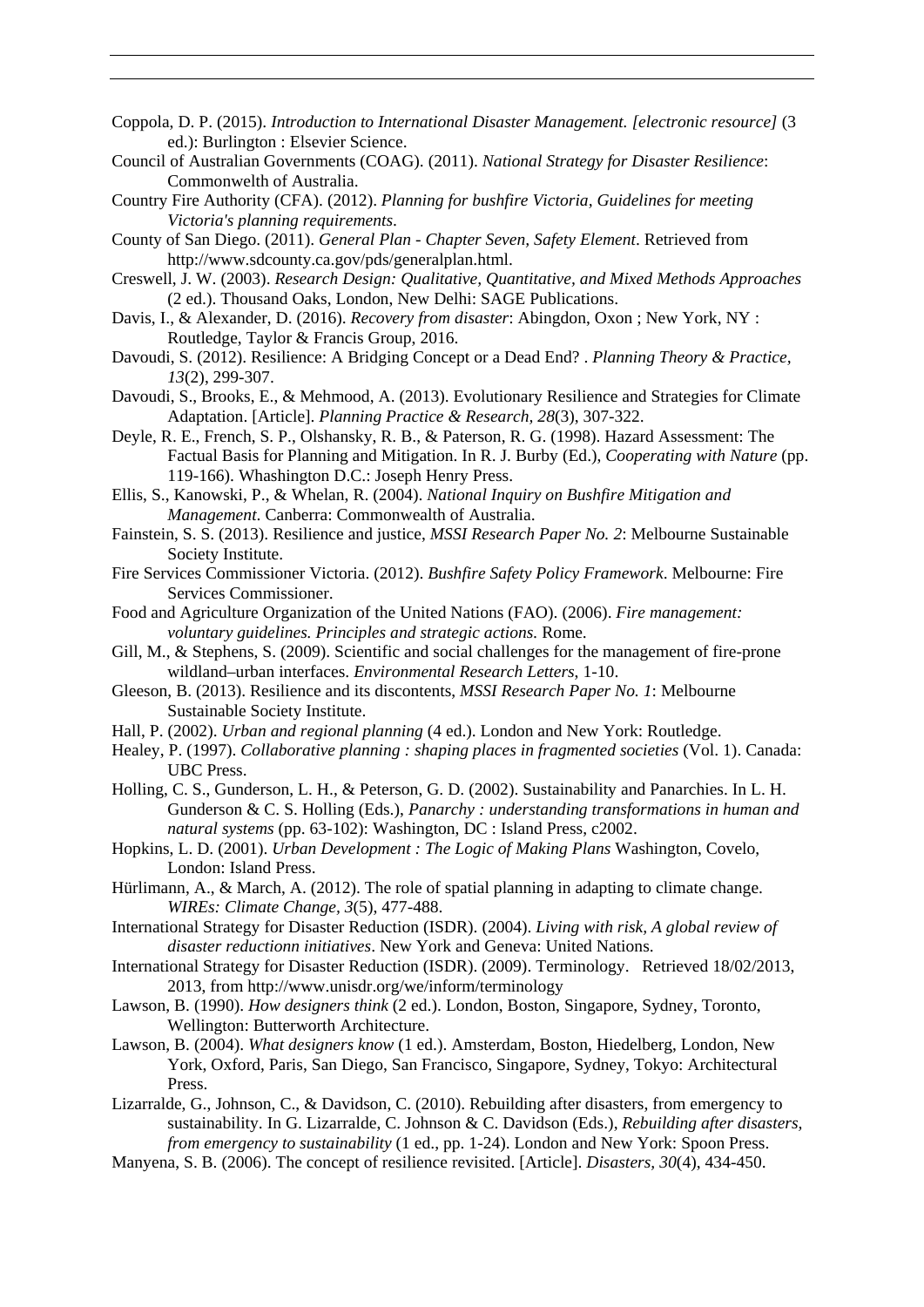Coppola, D. P. (2015). *Introduction to International Disaster Management. [electronic resource]* (3 ed.): Burlington : Elsevier Science.

Council of Australian Governments (COAG). (2011). *National Strategy for Disaster Resilience*: Commonwelth of Australia.

Country Fire Authority (CFA). (2012). *Planning for bushfire Victoria, Guidelines for meeting Victoria's planning requirements*.

County of San Diego. (2011). *General Plan - Chapter Seven, Safety Element*. Retrieved from http://www.sdcounty.ca.gov/pds/generalplan.html.

Creswell, J. W. (2003). *Research Design: Qualitative, Quantitative, and Mixed Methods Approaches* (2 ed.). Thousand Oaks, London, New Delhi: SAGE Publications.

Davis, I., & Alexander, D. (2016). *Recovery from disaster*: Abingdon, Oxon ; New York, NY : Routledge, Taylor & Francis Group, 2016.

Davoudi, S. (2012). Resilience: A Bridging Concept or a Dead End? . *Planning Theory & Practice, 13*(2), 299-307.

Davoudi, S., Brooks, E., & Mehmood, A. (2013). Evolutionary Resilience and Strategies for Climate Adaptation. [Article]. *Planning Practice & Research, 28*(3), 307-322.

Deyle, R. E., French, S. P., Olshansky, R. B., & Paterson, R. G. (1998). Hazard Assessment: The Factual Basis for Planning and Mitigation. In R. J. Burby (Ed.), *Cooperating with Nature* (pp. 119-166). Whashington D.C.: Joseph Henry Press.

Ellis, S., Kanowski, P., & Whelan, R. (2004). *National Inquiry on Bushfire Mitigation and Management.* Canberra: Commonwealth of Australia.

Fainstein, S. S. (2013). Resilience and justice, *MSSI Research Paper No. 2*: Melbourne Sustainable Society Institute.

Fire Services Commissioner Victoria. (2012). *Bushfire Safety Policy Framework*. Melbourne: Fire Services Commissioner.

Food and Agriculture Organization of the United Nations (FAO). (2006). *Fire management: voluntary guidelines. Principles and strategic actions.* Rome.

Gill, M., & Stephens, S. (2009). Scientific and social challenges for the management of fire-prone wildland–urban interfaces. *Environmental Research Letters*, 1-10.

Gleeson, B. (2013). Resilience and its discontents, *MSSI Research Paper No. 1*: Melbourne Sustainable Society Institute.

Hall, P. (2002). *Urban and regional planning* (4 ed.). London and New York: Routledge.

Healey, P. (1997). *Collaborative planning : shaping places in fragmented societies* (Vol. 1). Canada: UBC Press.

Holling, C. S., Gunderson, L. H., & Peterson, G. D. (2002). Sustainability and Panarchies. In L. H. Gunderson & C. S. Holling (Eds.), *Panarchy : understanding transformations in human and natural systems* (pp. 63-102): Washington, DC : Island Press, c2002.

Hopkins, L. D. (2001). *Urban Development : The Logic of Making Plans* Washington, Covelo, London: Island Press.

Hürlimann, A., & March, A. (2012). The role of spatial planning in adapting to climate change. *WIREs: Climate Change, 3*(5), 477-488.

International Strategy for Disaster Reduction (ISDR). (2004). *Living with risk, A global review of disaster reductionn initiatives*. New York and Geneva: United Nations.

International Strategy for Disaster Reduction (ISDR). (2009). Terminology. Retrieved 18/02/2013, 2013, from http://www.unisdr.org/we/inform/terminology

Lawson, B. (1990). *How designers think* (2 ed.). London, Boston, Singapore, Sydney, Toronto, Wellington: Butterworth Architecture.

Lawson, B. (2004). *What designers know* (1 ed.). Amsterdam, Boston, Hiedelberg, London, New York, Oxford, Paris, San Diego, San Francisco, Singapore, Sydney, Tokyo: Architectural Press.

Lizarralde, G., Johnson, C., & Davidson, C. (2010). Rebuilding after disasters, from emergency to sustainability. In G. Lizarralde, C. Johnson & C. Davidson (Eds.), *Rebuilding after disasters, from emergency to sustainability* (1 ed., pp. 1-24). London and New York: Spoon Press.

Manyena, S. B. (2006). The concept of resilience revisited. [Article]. *Disasters, 30*(4), 434-450.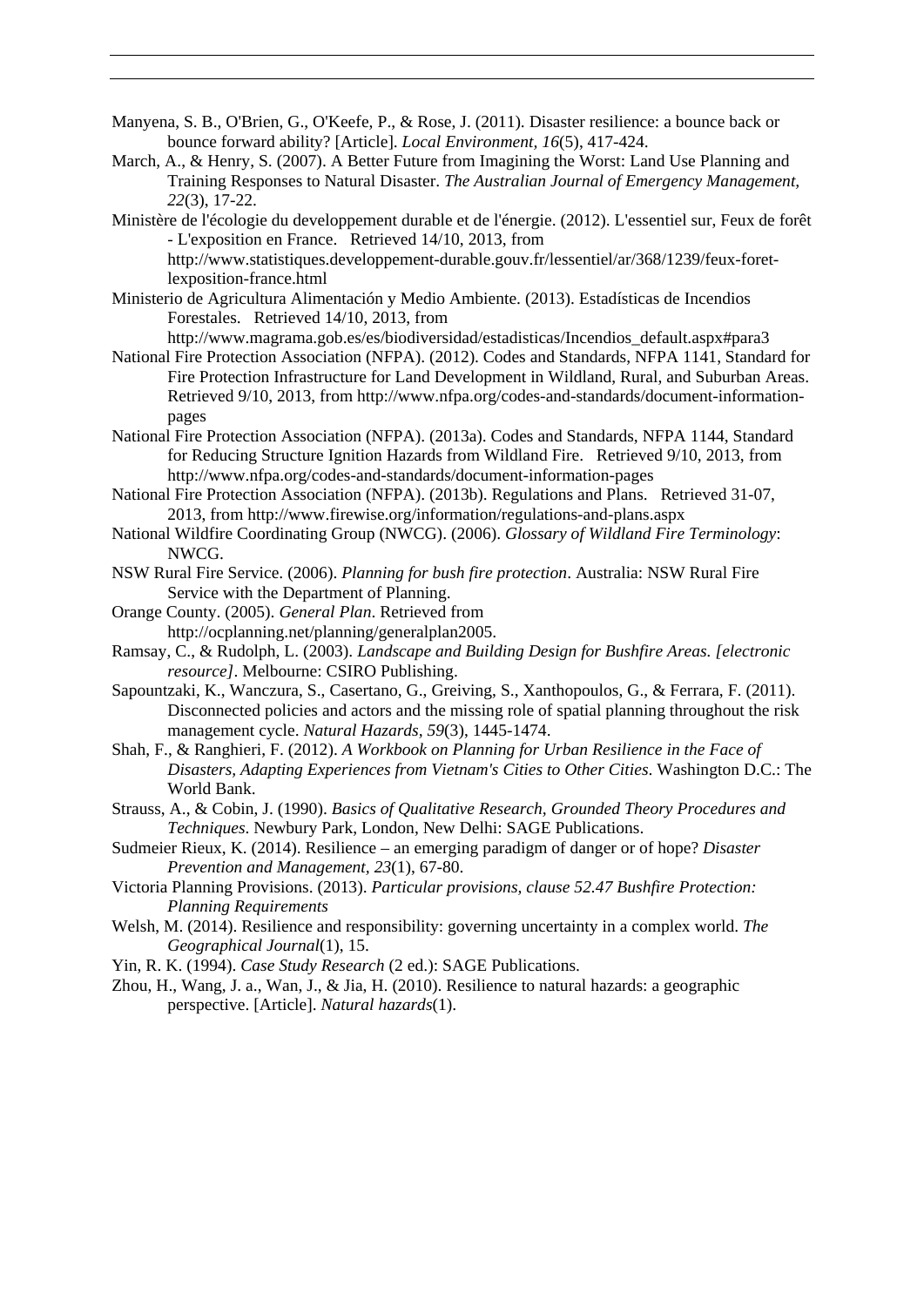Manyena, S. B., O'Brien, G., O'Keefe, P., & Rose, J. (2011). Disaster resilience: a bounce back or bounce forward ability? [Article]. *Local Environment, 16*(5), 417-424.

March, A., & Henry, S. (2007). A Better Future from Imagining the Worst: Land Use Planning and Training Responses to Natural Disaster. *The Australian Journal of Emergency Management, 22*(3), 17-22.

Ministère de l'écologie du developpement durable et de l'énergie. (2012). L'essentiel sur, Feux de forêt - L'exposition en France. Retrieved 14/10, 2013, from http://www.statistiques.developpement-durable.gouv.fr/lessentiel/ar/368/1239/feux-foret-lexposition-france.html

Ministerio de Agricultura Alimentación y Medio Ambiente. (2013). Estadísticas de Incendios Forestales. Retrieved 14/10, 2013, from http://www.magrama.gob.es/es/biodiversidad/estadisticas/Incendios_default.aspx#para3

National Fire Protection Association (NFPA). (2012). Codes and Standards, NFPA 1141, Standard for Fire Protection Infrastructure for Land Development in Wildland, Rural, and Suburban Areas. Retrieved 9/10, 2013, from http://www.nfpa.org/codes-and-standards/document-information-pages

National Fire Protection Association (NFPA). (2013a). Codes and Standards, NFPA 1144, Standard for Reducing Structure Ignition Hazards from Wildland Fire. Retrieved 9/10, 2013, from http://www.nfpa.org/codes-and-standards/document-information-pages

National Fire Protection Association (NFPA). (2013b). Regulations and Plans. Retrieved 31-07, 2013, from http://www.firewise.org/information/regulations-and-plans.aspx

National Wildfire Coordinating Group (NWCG). (2006). *Glossary of Wildland Fire Terminology*: NWCG.

NSW Rural Fire Service. (2006). *Planning for bush fire protection*. Australia: NSW Rural Fire Service with the Department of Planning.

Orange County. (2005). *General Plan*. Retrieved from http://ocplanning.net/planning/generalplan2005.

Ramsay, C., & Rudolph, L. (2003). *Landscape and Building Design for Bushfire Areas. [electronic resource]*. Melbourne: CSIRO Publishing.

Sapountzaki, K., Wanczura, S., Casertano, G., Greiving, S., Xanthopoulos, G., & Ferrara, F. (2011). Disconnected policies and actors and the missing role of spatial planning throughout the risk management cycle. *Natural Hazards, 59*(3), 1445-1474.

Shah, F., & Ranghieri, F. (2012). *A Workbook on Planning for Urban Resilience in the Face of Disasters, Adapting Experiences from Vietnam's Cities to Other Cities*. Washington D.C.: The World Bank.

Strauss, A., & Cobin, J. (1990). *Basics of Qualitative Research, Grounded Theory Procedures and Techniques*. Newbury Park, London, New Delhi: SAGE Publications.

Sudmeier Rieux, K. (2014). Resilience – an emerging paradigm of danger or of hope? *Disaster Prevention and Management, 23*(1), 67-80.

Victoria Planning Provisions. (2013). *Particular provisions, clause 52.47 Bushfire Protection: Planning Requirements*

Welsh, M. (2014). Resilience and responsibility: governing uncertainty in a complex world. *The Geographical Journal*(1), 15.

Yin, R. K. (1994). *Case Study Research* (2 ed.): SAGE Publications.

Zhou, H., Wang, J. a., Wan, J., & Jia, H. (2010). Resilience to natural hazards: a geographic perspective. [Article]. *Natural hazards*(1).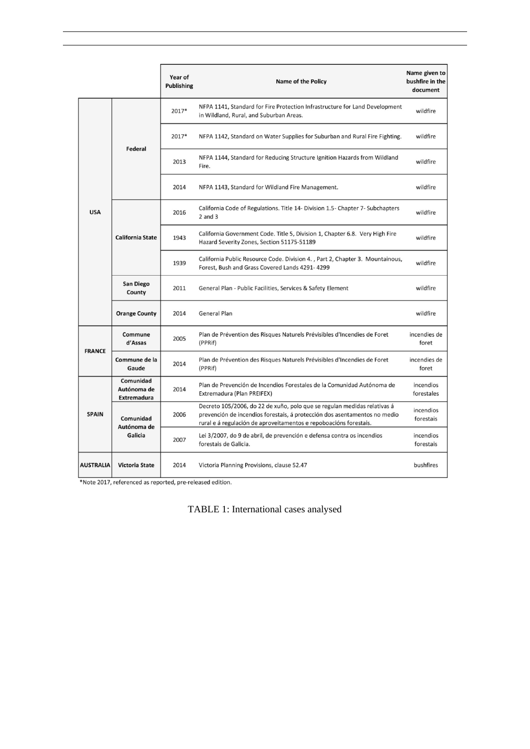| | | Year of Publishing | Name of the Policy | Name given to bushfire in the document |
|---|---|---|---|---|
| USA | Federal | 2017* | **NFPA 1141**, Standard for Fire Protection Infrastructure for Land Development in Wildland, Rural, and Suburban Areas. | wildfire |
| | | 2017* | **NFPA 1142**, Standard on Water Supplies for Suburban and Rural Fire Fighting. | wildfire |
| | | 2013 | **NFPA 1144**, Standard for Reducing Structure Ignition Hazards from Wildland Fire. | wildfire |
| | | 2014 | **NFPA 1143**, Standard for Wildland Fire Management. | wildfire |
| | California State | 2016 | California Code of Regulations. Title 14- Division 1.5- Chapter 7- Subchapters 2 and 3 | wildfire |
| | | 1943 | California Government Code. Title 5, Division 1, Chapter 6.8. Very High Fire Hazard Severity Zones, Section 51175-51189 | wildfire |
| | | 1939 | California Public Resource Code. Division 4. , Part 2, Chapter 3. Mountainous, Forest, Bush and Grass Covered Lands 4291- 4299 | wildfire |
| | San Diego County | 2011 | General Plan - Public Facilities, Services & Safety Element | wildfire |
| | Orange County | 2014 | General Plan | wildfire |
| FRANCE | Commune d'Assas | 2005 | Plan de Prévention des Risques Naturels Prévisibles d'Incendies de Foret (PPRif) | incendies de foret |
| | Commune de la Gaude | 2014 | Plan de Prévention des Risques Naturels Prévisibles d'Incendies de Foret (PPRif) | incendies de foret |
| SPAIN | Comunidad Autónoma de Extremadura | 2014 | Plan de Prevención de Incendios Forestales de la Comunidad Autónoma de Extremadura (Plan PREIFEX) | incendios forestales |
| | Comunidad Autónoma de Galicia | 2006 | Decreto 105/2006, do 22 de xuño, polo que se regulan medidas relativas á prevención de incendios forestais, á protección dos asentamentos no medio rural e á regulación de aproveitamentos e repoboacións forestais. | incendios forestais |
| | | 2007 | Lei 3/2007, do 9 de abril, de prevención e defensa contra os incendios forestais de Galicia. | incendios forestais |
| AUSTRALIA | Victoria State | 2014 | Victoria Planning Provisions, clause 52.47 | bushfires |

*Note 2017, referenced as reported, pre-released edition.

TABLE 1: International cases analysed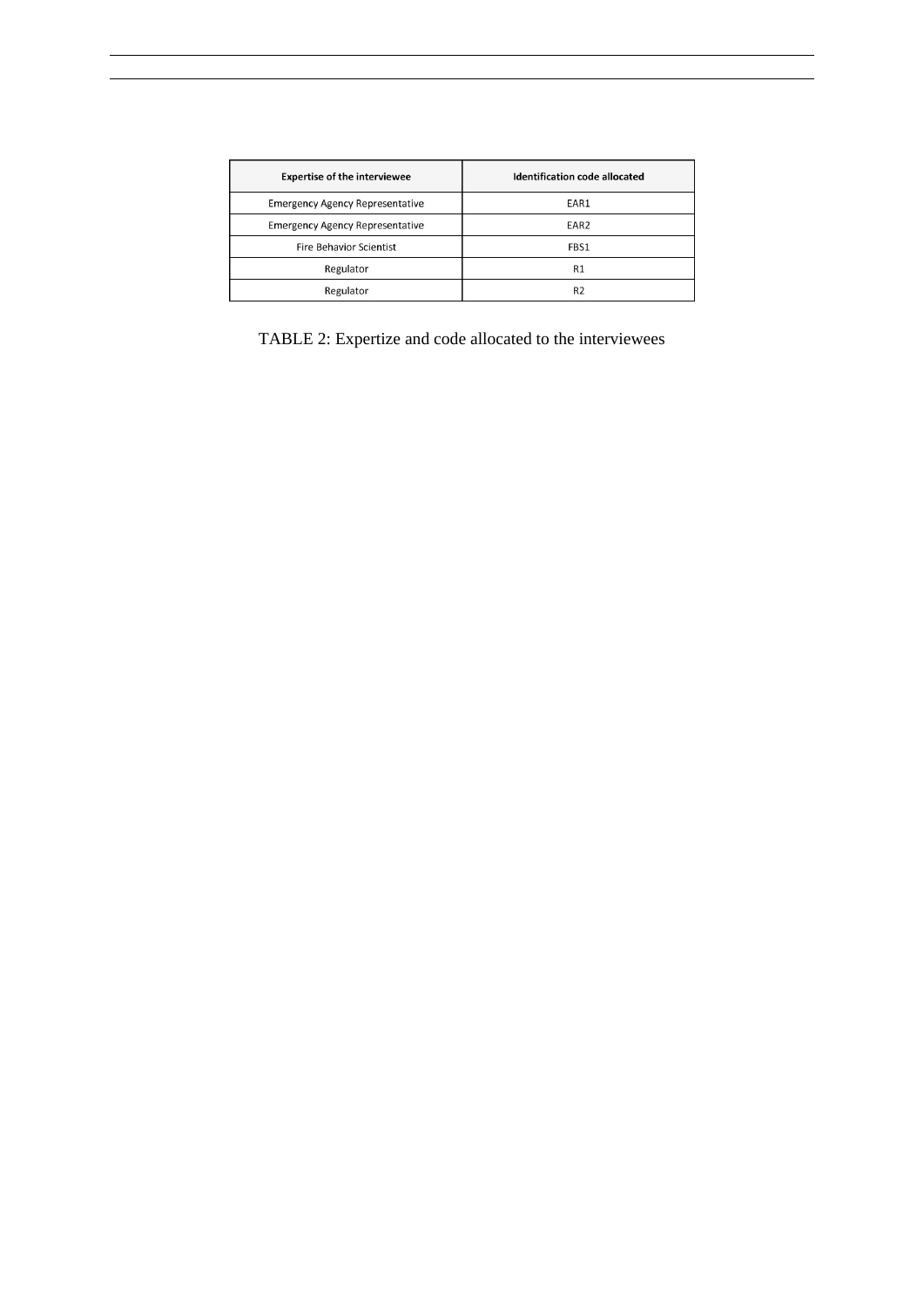| Expertise of the interviewee | Identification code allocated |
|---|---|
| Emergency Agency Representative | EAR1 |
| Emergency Agency Representative | EAR2 |
| Fire Behavior Scientist | FBS1 |
| Regulator | R1 |
| Regulator | R2 |

TABLE 2: Expertize and code allocated to the interviewees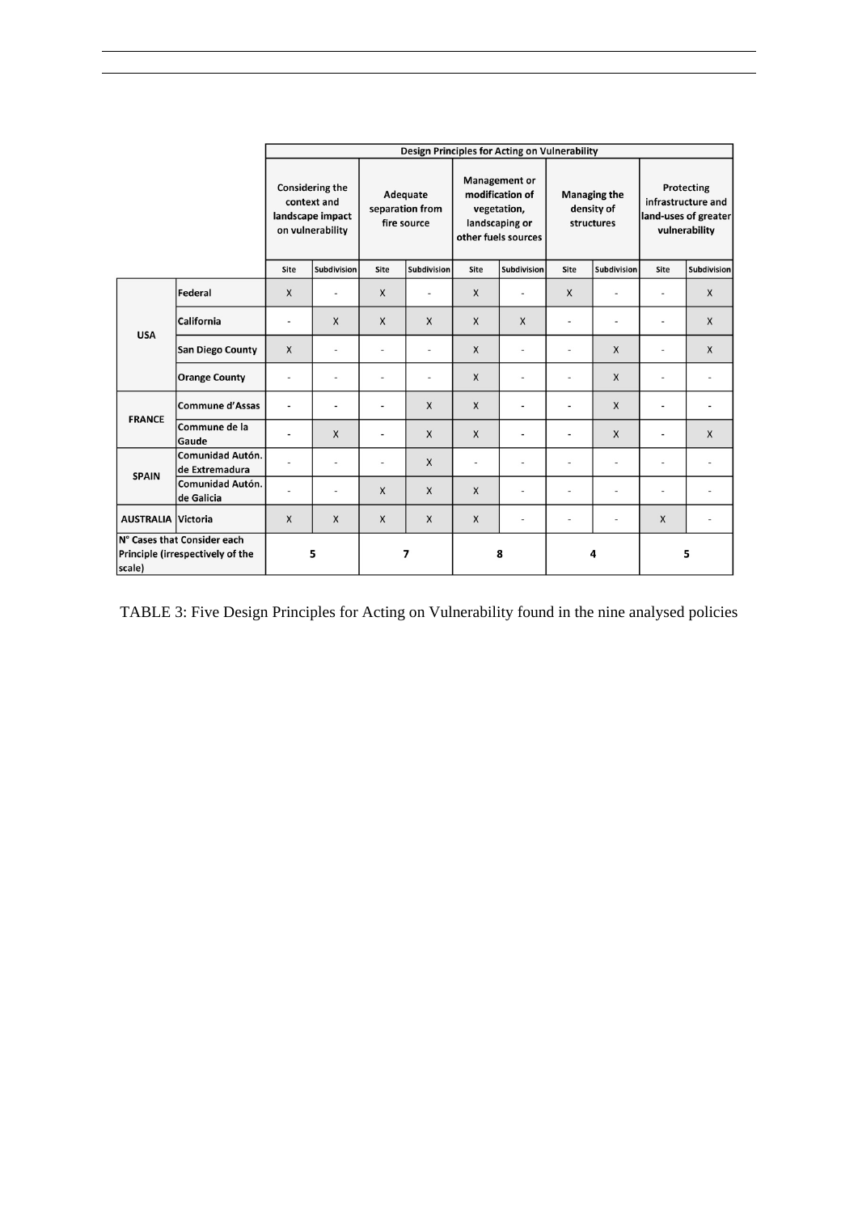| | | Design Principles for Acting on Vulnerability | | | | | | | | | |
|---|---|---|---|---|---|---|---|---|---|---|---|
| | | Considering the context and landscape impact on vulnerability | | Adequate separation from fire source | | Management or modification of vegetation, landscaping or other fuels sources | | Managing the density of structures | | Protecting infrastructure and land-uses of greater vulnerability | |
| | | Site | Subdivision | Site | Subdivision | Site | Subdivision | Site | Subdivision | Site | Subdivision |
| USA | Federal | X | - | X | - | X | - | X | - | - | X |
| | California | - | X | X | X | X | X | - | - | - | X |
| | San Diego County | X | - | - | - | X | - | - | X | - | X |
| | Orange County | - | - | - | - | X | - | - | X | - | - |
| FRANCE | Commune d'Assas | - | - | - | X | X | - | - | X | - | - |
| | Commune de la Gaude | - | X | - | X | X | - | - | X | - | X |
| SPAIN | Comunidad Autón. de Extremadura | - | - | - | X | - | - | - | - | - | - |
| | Comunidad Autón. de Galicia | - | - | X | X | X | - | - | - | - | - |
| AUSTRALIA | Victoria | X | X | X | X | X | - | - | - | X | - |
| N° Cases that Consider each Principle (irrespectively of the scale) | | 5 | | 7 | | 8 | | 4 | | 5 | |

TABLE 3: Five Design Principles for Acting on Vulnerability found in the nine analysed policies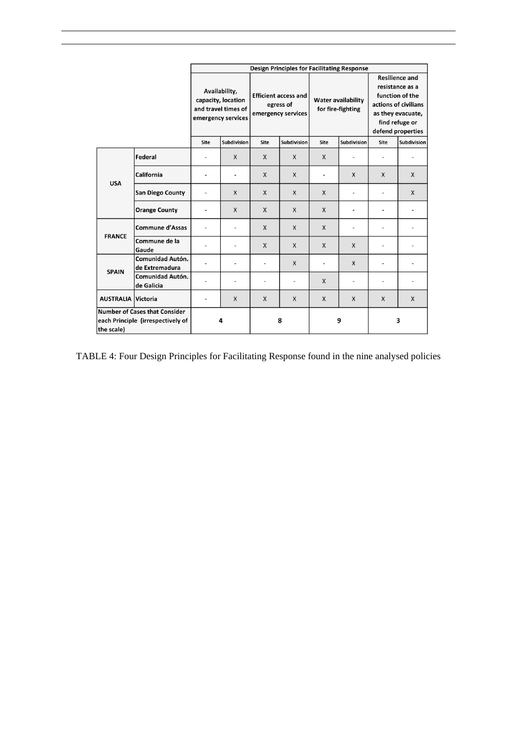| | | Design Principles for Facilitating Response | | | | | | | |
|---|---|---|---|---|---|---|---|---|---|
| | | Availability, capacity, location and travel times of emergency services | | Efficient access and egress of emergency services | | Water availability for fire-fighting | | Resilience and resistance as a function of the actions of civilians as they evacuate, find refuge or defend properties | |
| | | Site | Subdivision | Site | Subdivision | Site | Subdivision | Site | Subdivision |
| USA | Federal | - | X | X | X | X | - | - | - |
| | California | - | - | X | X | - | X | X | X |
| | San Diego County | - | X | X | X | X | - | - | X |
| | Orange County | - | X | X | X | X | - | - | - |
| FRANCE | Commune d'Assas | - | - | X | X | X | - | - | - |
| | Commune de la Gaude | - | - | X | X | X | X | - | - |
| SPAIN | Comunidad Autón. de Extremadura | - | - | - | X | - | X | - | - |
| | Comunidad Autón. de Galicia | - | - | - | - | X | - | - | - |
| AUSTRALIA | Victoria | - | X | X | X | X | X | X | X |
| Number of Cases that Consider each Principle (irrespective of the scale) | | 4 | | 8 | | 9 | | 3 | |

TABLE 4: Four Design Principles for Facilitating Response found in the nine analysed policies